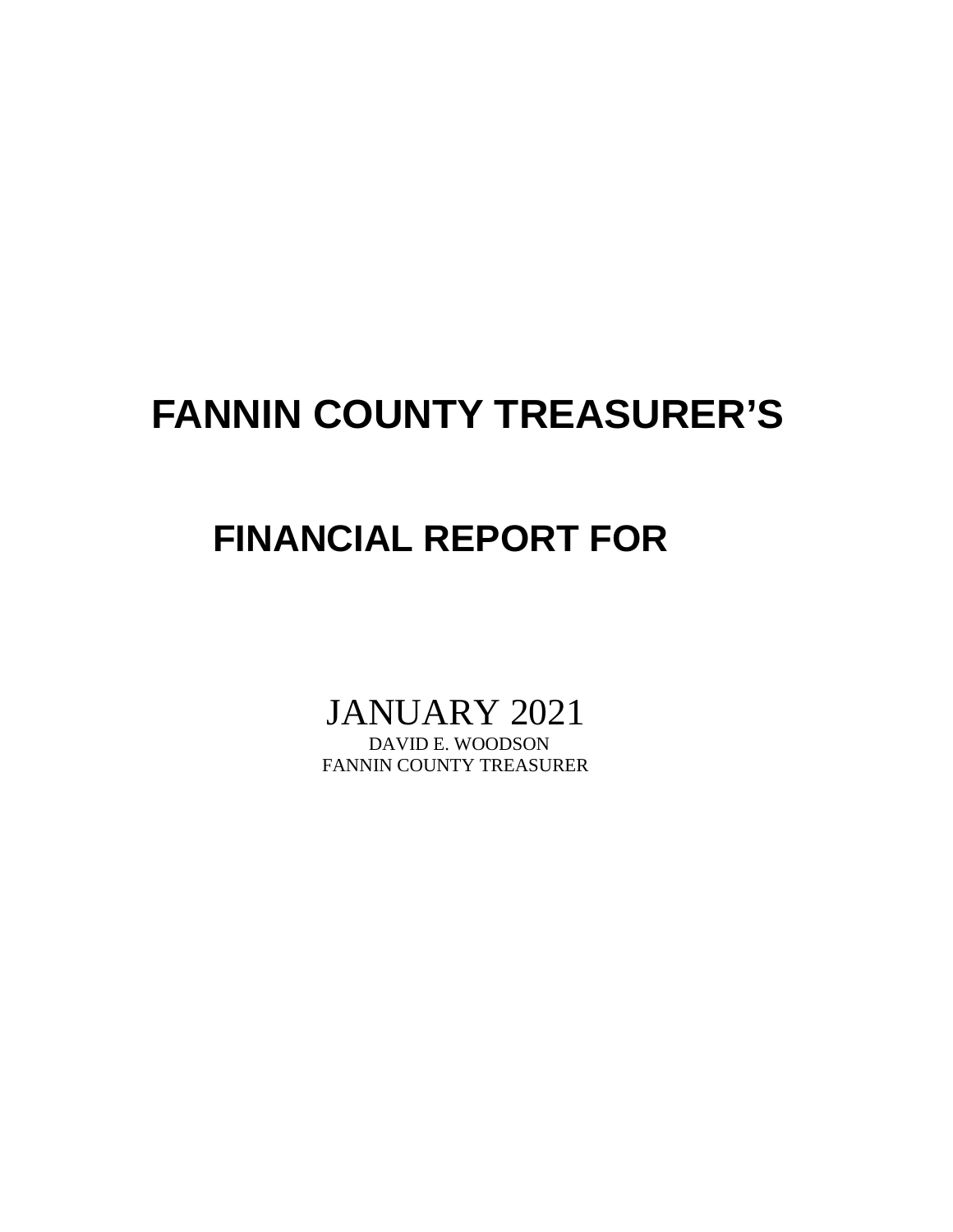# FANNIN COUNTY TREASURER'S

# FINANCIAL REPORT FOR

JANUARY 2021

DAVID E. WOODSON

FANNIN COUNTY TREASURER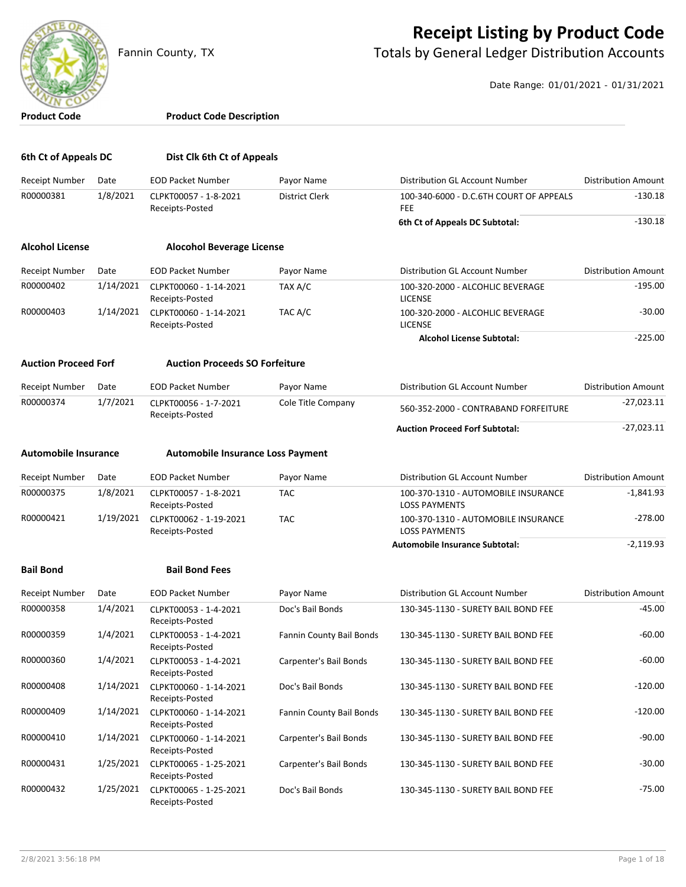# Receipt Listing by Product Code

## Totals by General Ledger Distribution Accounts

Fannin County, TX

Date Range: 01/01/2021 - 01/31/2021

| Product Code | Product Code Description |
|---|---|

### 6th Ct of Appeals DC — Dist Clk 6th Ct of Appeals

| Receipt Number | Date | EOD Packet Number | Payor Name | Distribution GL Account Number | Distribution Amount |
|---|---|---|---|---|---|
| R00000381 | 1/8/2021 | CLPKT00057 - 1-8-2021 Receipts-Posted | District Clerk | 100-340-6000 - D.C.6TH COURT OF APPEALS FEE | -130.18 |
| | | | | **6th Ct of Appeals DC Subtotal:** | -130.18 |

### Alcohol License — Alocohol Beverage License

| Receipt Number | Date | EOD Packet Number | Payor Name | Distribution GL Account Number | Distribution Amount |
|---|---|---|---|---|---|
| R00000402 | 1/14/2021 | CLPKT00060 - 1-14-2021 Receipts-Posted | TAX A/C | 100-320-2000 - ALCOHLIC BEVERAGE LICENSE | -195.00 |
| R00000403 | 1/14/2021 | CLPKT00060 - 1-14-2021 Receipts-Posted | TAC A/C | 100-320-2000 - ALCOHLIC BEVERAGE LICENSE | -30.00 |
| | | | | **Alcohol License Subtotal:** | -225.00 |

### Auction Proceed Forf — Auction Proceeds SO Forfeiture

| Receipt Number | Date | EOD Packet Number | Payor Name | Distribution GL Account Number | Distribution Amount |
|---|---|---|---|---|---|
| R00000374 | 1/7/2021 | CLPKT00056 - 1-7-2021 Receipts-Posted | Cole Title Company | 560-352-2000 - CONTRABAND FORFEITURE | -27,023.11 |
| | | | | **Auction Proceed Forf Subtotal:** | -27,023.11 |

### Automobile Insurance — Automobile Insurance Loss Payment

| Receipt Number | Date | EOD Packet Number | Payor Name | Distribution GL Account Number | Distribution Amount |
|---|---|---|---|---|---|
| R00000375 | 1/8/2021 | CLPKT00057 - 1-8-2021 Receipts-Posted | TAC | 100-370-1310 - AUTOMOBILE INSURANCE LOSS PAYMENTS | -1,841.93 |
| R00000421 | 1/19/2021 | CLPKT00062 - 1-19-2021 Receipts-Posted | TAC | 100-370-1310 - AUTOMOBILE INSURANCE LOSS PAYMENTS | -278.00 |
| | | | | **Automobile Insurance Subtotal:** | -2,119.93 |

### Bail Bond — Bail Bond Fees

| Receipt Number | Date | EOD Packet Number | Payor Name | Distribution GL Account Number | Distribution Amount |
|---|---|---|---|---|---|
| R00000358 | 1/4/2021 | CLPKT00053 - 1-4-2021 Receipts-Posted | Doc's Bail Bonds | 130-345-1130 - SURETY BAIL BOND FEE | -45.00 |
| R00000359 | 1/4/2021 | CLPKT00053 - 1-4-2021 Receipts-Posted | Fannin County Bail Bonds | 130-345-1130 - SURETY BAIL BOND FEE | -60.00 |
| R00000360 | 1/4/2021 | CLPKT00053 - 1-4-2021 Receipts-Posted | Carpenter's Bail Bonds | 130-345-1130 - SURETY BAIL BOND FEE | -60.00 |
| R00000408 | 1/14/2021 | CLPKT00060 - 1-14-2021 Receipts-Posted | Doc's Bail Bonds | 130-345-1130 - SURETY BAIL BOND FEE | -120.00 |
| R00000409 | 1/14/2021 | CLPKT00060 - 1-14-2021 Receipts-Posted | Fannin County Bail Bonds | 130-345-1130 - SURETY BAIL BOND FEE | -120.00 |
| R00000410 | 1/14/2021 | CLPKT00060 - 1-14-2021 Receipts-Posted | Carpenter's Bail Bonds | 130-345-1130 - SURETY BAIL BOND FEE | -90.00 |
| R00000431 | 1/25/2021 | CLPKT00065 - 1-25-2021 Receipts-Posted | Carpenter's Bail Bonds | 130-345-1130 - SURETY BAIL BOND FEE | -30.00 |
| R00000432 | 1/25/2021 | CLPKT00065 - 1-25-2021 Receipts-Posted | Doc's Bail Bonds | 130-345-1130 - SURETY BAIL BOND FEE | -75.00 |

2/8/2021 3:56:18 PM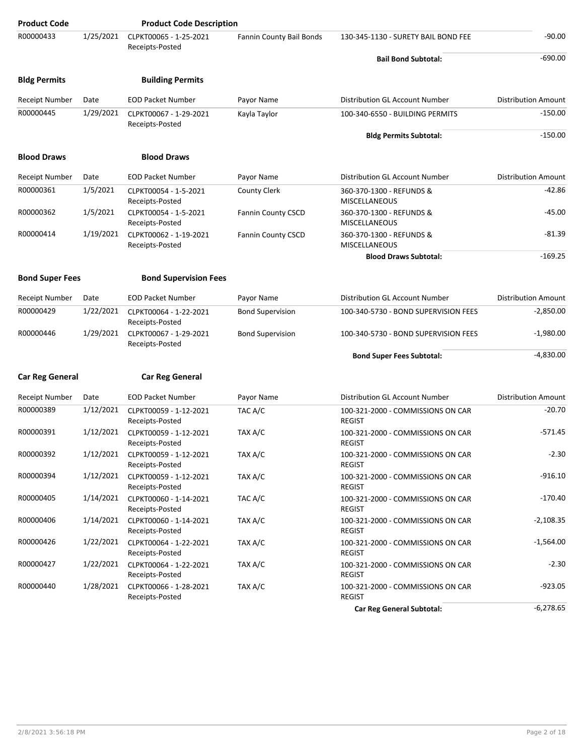| Product Code | | Product Code Description | | | |
|---|---|---|---|---|---|
| R00000433 | 1/25/2021 | CLPKT00065 - 1-25-2021 Receipts-Posted | Fannin County Bail Bonds | 130-345-1130 - SURETY BAIL BOND FEE | -90.00 |
| | | | | **Bail Bond Subtotal:** | -690.00 |

**Bldg Permits** **Building Permits**

| Receipt Number | Date | EOD Packet Number | Payor Name | Distribution GL Account Number | Distribution Amount |
|---|---|---|---|---|---|
| R00000445 | 1/29/2021 | CLPKT00067 - 1-29-2021 Receipts-Posted | Kayla Taylor | 100-340-6550 - BUILDING PERMITS | -150.00 |
| | | | | **Bldg Permits Subtotal:** | -150.00 |

**Blood Draws** **Blood Draws**

| Receipt Number | Date | EOD Packet Number | Payor Name | Distribution GL Account Number | Distribution Amount |
|---|---|---|---|---|---|
| R00000361 | 1/5/2021 | CLPKT00054 - 1-5-2021 Receipts-Posted | County Clerk | 360-370-1300 - REFUNDS & MISCELLANEOUS | -42.86 |
| R00000362 | 1/5/2021 | CLPKT00054 - 1-5-2021 Receipts-Posted | Fannin County CSCD | 360-370-1300 - REFUNDS & MISCELLANEOUS | -45.00 |
| R00000414 | 1/19/2021 | CLPKT00062 - 1-19-2021 Receipts-Posted | Fannin County CSCD | 360-370-1300 - REFUNDS & MISCELLANEOUS | -81.39 |
| | | | | **Blood Draws Subtotal:** | -169.25 |

**Bond Super Fees** **Bond Supervision Fees**

| Receipt Number | Date | EOD Packet Number | Payor Name | Distribution GL Account Number | Distribution Amount |
|---|---|---|---|---|---|
| R00000429 | 1/22/2021 | CLPKT00064 - 1-22-2021 Receipts-Posted | Bond Supervision | 100-340-5730 - BOND SUPERVISION FEES | -2,850.00 |
| R00000446 | 1/29/2021 | CLPKT00067 - 1-29-2021 Receipts-Posted | Bond Supervision | 100-340-5730 - BOND SUPERVISION FEES | -1,980.00 |
| | | | | **Bond Super Fees Subtotal:** | -4,830.00 |

**Car Reg General** **Car Reg General**

| Receipt Number | Date | EOD Packet Number | Payor Name | Distribution GL Account Number | Distribution Amount |
|---|---|---|---|---|---|
| R00000389 | 1/12/2021 | CLPKT00059 - 1-12-2021 Receipts-Posted | TAC A/C | 100-321-2000 - COMMISSIONS ON CAR REGIST | -20.70 |
| R00000391 | 1/12/2021 | CLPKT00059 - 1-12-2021 Receipts-Posted | TAX A/C | 100-321-2000 - COMMISSIONS ON CAR REGIST | -571.45 |
| R00000392 | 1/12/2021 | CLPKT00059 - 1-12-2021 Receipts-Posted | TAX A/C | 100-321-2000 - COMMISSIONS ON CAR REGIST | -2.30 |
| R00000394 | 1/12/2021 | CLPKT00059 - 1-12-2021 Receipts-Posted | TAX A/C | 100-321-2000 - COMMISSIONS ON CAR REGIST | -916.10 |
| R00000405 | 1/14/2021 | CLPKT00060 - 1-14-2021 Receipts-Posted | TAC A/C | 100-321-2000 - COMMISSIONS ON CAR REGIST | -170.40 |
| R00000406 | 1/14/2021 | CLPKT00060 - 1-14-2021 Receipts-Posted | TAX A/C | 100-321-2000 - COMMISSIONS ON CAR REGIST | -2,108.35 |
| R00000426 | 1/22/2021 | CLPKT00064 - 1-22-2021 Receipts-Posted | TAX A/C | 100-321-2000 - COMMISSIONS ON CAR REGIST | -1,564.00 |
| R00000427 | 1/22/2021 | CLPKT00064 - 1-22-2021 Receipts-Posted | TAX A/C | 100-321-2000 - COMMISSIONS ON CAR REGIST | -2.30 |
| R00000440 | 1/28/2021 | CLPKT00066 - 1-28-2021 Receipts-Posted | TAX A/C | 100-321-2000 - COMMISSIONS ON CAR REGIST | -923.05 |
| | | | | **Car Reg General Subtotal:** | -6,278.65 |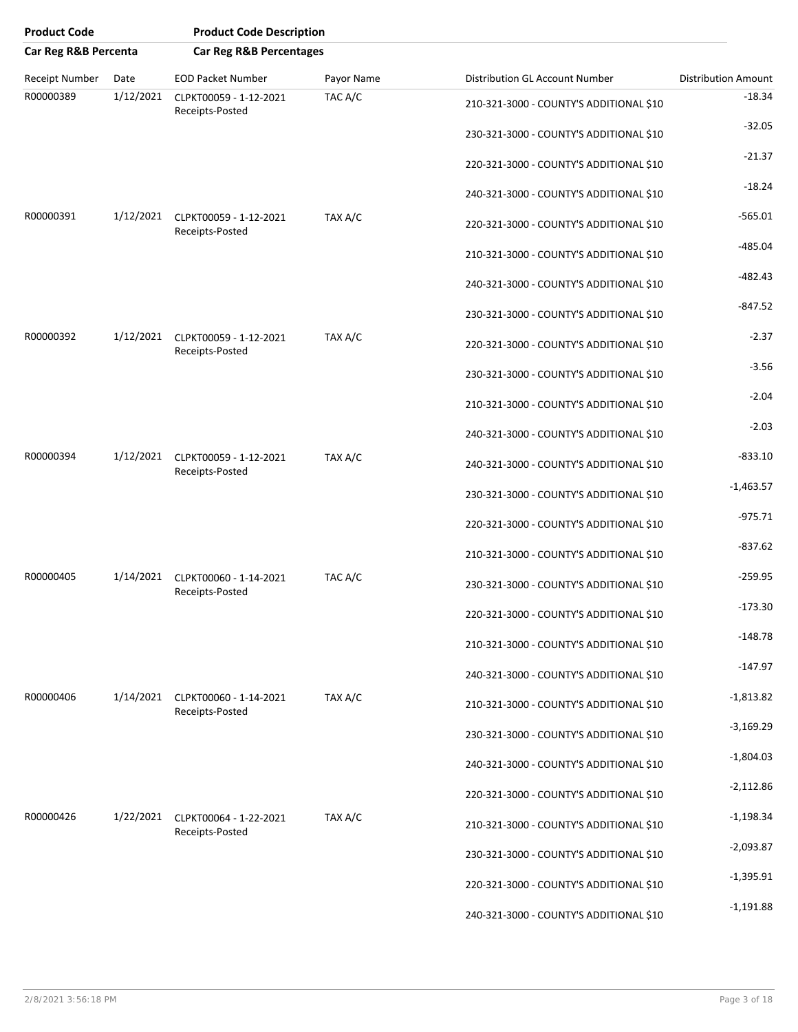| Product Code | Product Code Description | | | | |
|---|---|---|---|---|---|
| **Car Reg R&B Percenta** | **Car Reg R&B Percentages** | | | | |
| Receipt Number | Date | EOD Packet Number | Payor Name | Distribution GL Account Number | Distribution Amount |
| R00000389 | 1/12/2021 | CLPKT00059 - 1-12-2021 Receipts-Posted | TAC A/C | 210-321-3000 - COUNTY'S ADDITIONAL $10 | -18.34 |
| | | | | 230-321-3000 - COUNTY'S ADDITIONAL $10 | -32.05 |
| | | | | 220-321-3000 - COUNTY'S ADDITIONAL $10 | -21.37 |
| | | | | 240-321-3000 - COUNTY'S ADDITIONAL $10 | -18.24 |
| R00000391 | 1/12/2021 | CLPKT00059 - 1-12-2021 Receipts-Posted | TAX A/C | 220-321-3000 - COUNTY'S ADDITIONAL $10 | -565.01 |
| | | | | 210-321-3000 - COUNTY'S ADDITIONAL $10 | -485.04 |
| | | | | 240-321-3000 - COUNTY'S ADDITIONAL $10 | -482.43 |
| | | | | 230-321-3000 - COUNTY'S ADDITIONAL $10 | -847.52 |
| R00000392 | 1/12/2021 | CLPKT00059 - 1-12-2021 Receipts-Posted | TAX A/C | 220-321-3000 - COUNTY'S ADDITIONAL $10 | -2.37 |
| | | | | 230-321-3000 - COUNTY'S ADDITIONAL $10 | -3.56 |
| | | | | 210-321-3000 - COUNTY'S ADDITIONAL $10 | -2.04 |
| | | | | 240-321-3000 - COUNTY'S ADDITIONAL $10 | -2.03 |
| R00000394 | 1/12/2021 | CLPKT00059 - 1-12-2021 Receipts-Posted | TAX A/C | 240-321-3000 - COUNTY'S ADDITIONAL $10 | -833.10 |
| | | | | 230-321-3000 - COUNTY'S ADDITIONAL $10 | -1,463.57 |
| | | | | 220-321-3000 - COUNTY'S ADDITIONAL $10 | -975.71 |
| | | | | 210-321-3000 - COUNTY'S ADDITIONAL $10 | -837.62 |
| R00000405 | 1/14/2021 | CLPKT00060 - 1-14-2021 Receipts-Posted | TAC A/C | 230-321-3000 - COUNTY'S ADDITIONAL $10 | -259.95 |
| | | | | 220-321-3000 - COUNTY'S ADDITIONAL $10 | -173.30 |
| | | | | 210-321-3000 - COUNTY'S ADDITIONAL $10 | -148.78 |
| | | | | 240-321-3000 - COUNTY'S ADDITIONAL $10 | -147.97 |
| R00000406 | 1/14/2021 | CLPKT00060 - 1-14-2021 Receipts-Posted | TAX A/C | 210-321-3000 - COUNTY'S ADDITIONAL $10 | -1,813.82 |
| | | | | 230-321-3000 - COUNTY'S ADDITIONAL $10 | -3,169.29 |
| | | | | 240-321-3000 - COUNTY'S ADDITIONAL $10 | -1,804.03 |
| | | | | 220-321-3000 - COUNTY'S ADDITIONAL $10 | -2,112.86 |
| R00000426 | 1/22/2021 | CLPKT00064 - 1-22-2021 Receipts-Posted | TAX A/C | 210-321-3000 - COUNTY'S ADDITIONAL $10 | -1,198.34 |
| | | | | 230-321-3000 - COUNTY'S ADDITIONAL $10 | -2,093.87 |
| | | | | 220-321-3000 - COUNTY'S ADDITIONAL $10 | -1,395.91 |
| | | | | 240-321-3000 - COUNTY'S ADDITIONAL $10 | -1,191.88 |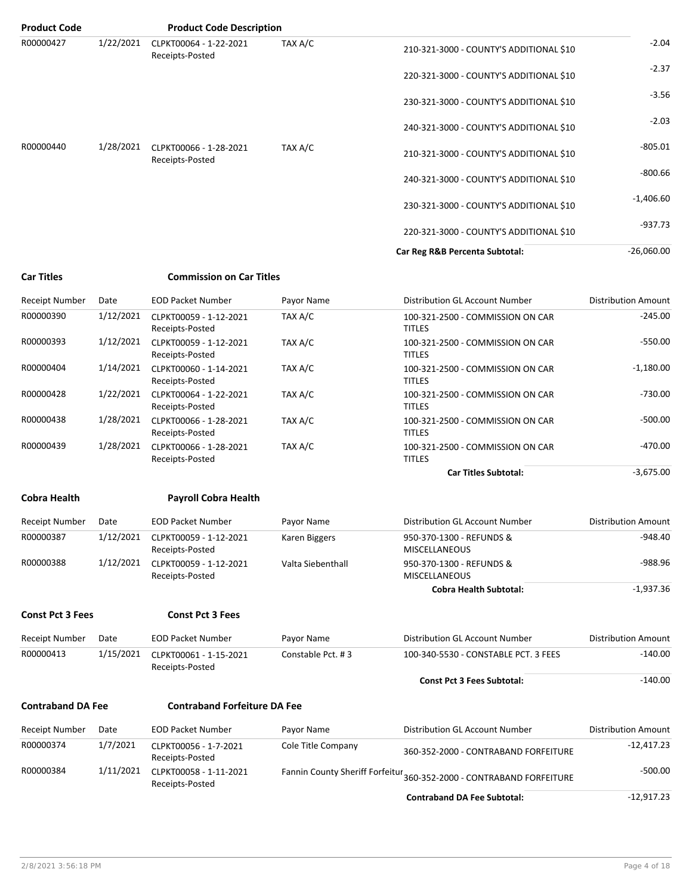| Product Code | | Product Code Description | | | |
|---|---|---|---|---|---|
| R00000427 | 1/22/2021 | CLPKT00064 - 1-22-2021 Receipts-Posted | TAX A/C | 210-321-3000 - COUNTY'S ADDITIONAL $10 | -2.04 |
| | | | | 220-321-3000 - COUNTY'S ADDITIONAL $10 | -2.37 |
| | | | | 230-321-3000 - COUNTY'S ADDITIONAL $10 | -3.56 |
| | | | | 240-321-3000 - COUNTY'S ADDITIONAL $10 | -2.03 |
| R00000440 | 1/28/2021 | CLPKT00066 - 1-28-2021 Receipts-Posted | TAX A/C | 210-321-3000 - COUNTY'S ADDITIONAL $10 | -805.01 |
| | | | | 240-321-3000 - COUNTY'S ADDITIONAL $10 | -800.66 |
| | | | | 230-321-3000 - COUNTY'S ADDITIONAL $10 | -1,406.60 |
| | | | | 220-321-3000 - COUNTY'S ADDITIONAL $10 | -937.73 |
| | | | | **Car Reg R&B Percenta Subtotal:** | -26,060.00 |

**Car Titles** **Commission on Car Titles**

| Receipt Number | Date | EOD Packet Number | Payor Name | Distribution GL Account Number | Distribution Amount |
|---|---|---|---|---|---|
| R00000390 | 1/12/2021 | CLPKT00059 - 1-12-2021 Receipts-Posted | TAX A/C | 100-321-2500 - COMMISSION ON CAR TITLES | -245.00 |
| R00000393 | 1/12/2021 | CLPKT00059 - 1-12-2021 Receipts-Posted | TAX A/C | 100-321-2500 - COMMISSION ON CAR TITLES | -550.00 |
| R00000404 | 1/14/2021 | CLPKT00060 - 1-14-2021 Receipts-Posted | TAX A/C | 100-321-2500 - COMMISSION ON CAR TITLES | -1,180.00 |
| R00000428 | 1/22/2021 | CLPKT00064 - 1-22-2021 Receipts-Posted | TAX A/C | 100-321-2500 - COMMISSION ON CAR TITLES | -730.00 |
| R00000438 | 1/28/2021 | CLPKT00066 - 1-28-2021 Receipts-Posted | TAX A/C | 100-321-2500 - COMMISSION ON CAR TITLES | -500.00 |
| R00000439 | 1/28/2021 | CLPKT00066 - 1-28-2021 Receipts-Posted | TAX A/C | 100-321-2500 - COMMISSION ON CAR TITLES | -470.00 |
| | | | | **Car Titles Subtotal:** | -3,675.00 |

**Cobra Health** **Payroll Cobra Health**

| Receipt Number | Date | EOD Packet Number | Payor Name | Distribution GL Account Number | Distribution Amount |
|---|---|---|---|---|---|
| R00000387 | 1/12/2021 | CLPKT00059 - 1-12-2021 Receipts-Posted | Karen Biggers | 950-370-1300 - REFUNDS & MISCELLANEOUS | -948.40 |
| R00000388 | 1/12/2021 | CLPKT00059 - 1-12-2021 Receipts-Posted | Valta Siebenthall | 950-370-1300 - REFUNDS & MISCELLANEOUS | -988.96 |
| | | | | **Cobra Health Subtotal:** | -1,937.36 |

**Const Pct 3 Fees** **Const Pct 3 Fees**

| Receipt Number | Date | EOD Packet Number | Payor Name | Distribution GL Account Number | Distribution Amount |
|---|---|---|---|---|---|
| R00000413 | 1/15/2021 | CLPKT00061 - 1-15-2021 Receipts-Posted | Constable Pct. # 3 | 100-340-5530 - CONSTABLE PCT. 3 FEES | -140.00 |
| | | | | **Const Pct 3 Fees Subtotal:** | -140.00 |

**Contraband DA Fee** **Contraband Forfeiture DA Fee**

| Receipt Number | Date | EOD Packet Number | Payor Name | Distribution GL Account Number | Distribution Amount |
|---|---|---|---|---|---|
| R00000374 | 1/7/2021 | CLPKT00056 - 1-7-2021 Receipts-Posted | Cole Title Company | 360-352-2000 - CONTRABAND FORFEITURE | -12,417.23 |
| R00000384 | 1/11/2021 | CLPKT00058 - 1-11-2021 Receipts-Posted | Fannin County Sheriff Forfeitur | 360-352-2000 - CONTRABAND FORFEITURE | -500.00 |
| | | | | **Contraband DA Fee Subtotal:** | -12,917.23 |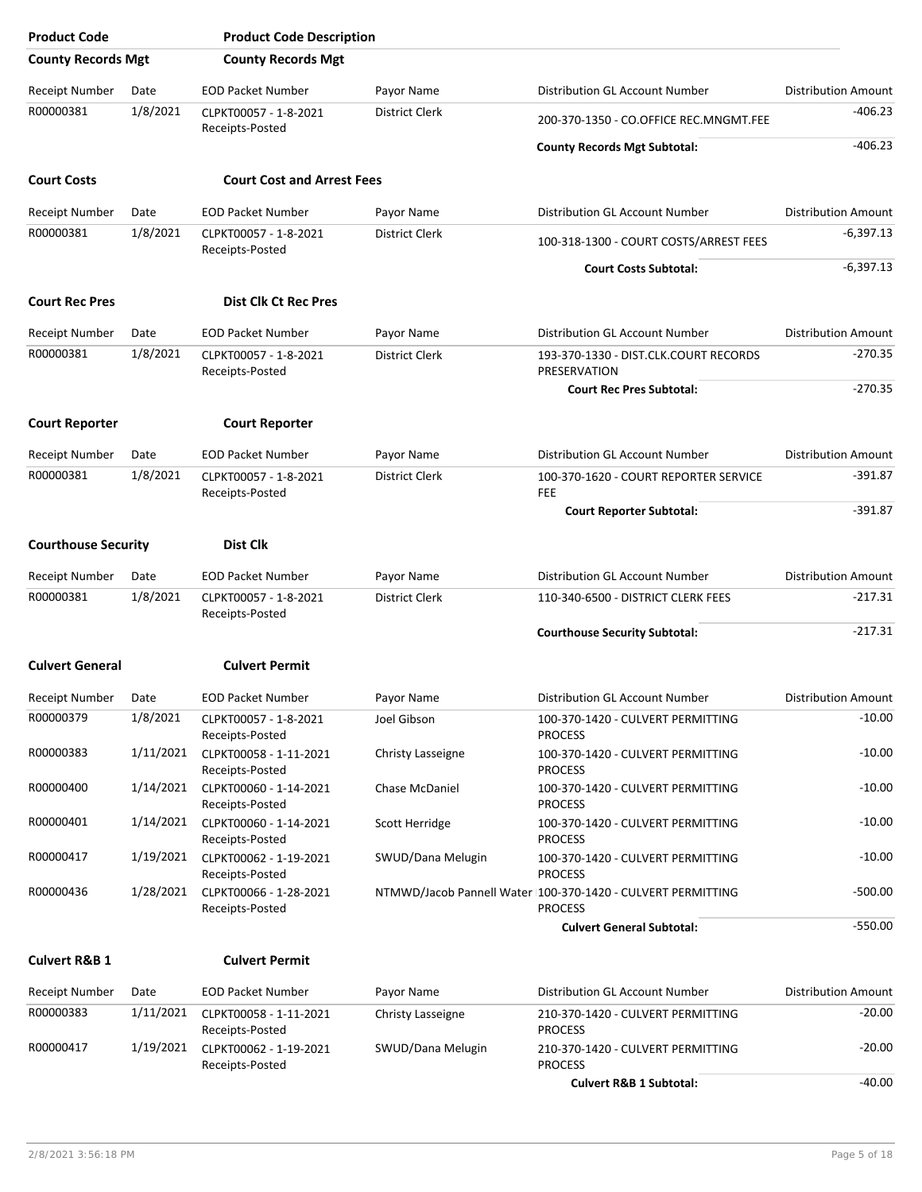| Product Code | Product Code Description |
|---|---|

## County Records Mgt — County Records Mgt

| Receipt Number | Date | EOD Packet Number | Payor Name | Distribution GL Account Number | Distribution Amount |
|---|---|---|---|---|---|
| R00000381 | 1/8/2021 | CLPKT00057 - 1-8-2021 Receipts-Posted | District Clerk | 200-370-1350 - CO.OFFICE REC.MNGMT.FEE | -406.23 |
| | | | | **County Records Mgt Subtotal:** | -406.23 |

## Court Costs — Court Cost and Arrest Fees

| Receipt Number | Date | EOD Packet Number | Payor Name | Distribution GL Account Number | Distribution Amount |
|---|---|---|---|---|---|
| R00000381 | 1/8/2021 | CLPKT00057 - 1-8-2021 Receipts-Posted | District Clerk | 100-318-1300 - COURT COSTS/ARREST FEES | -6,397.13 |
| | | | | **Court Costs Subtotal:** | -6,397.13 |

## Court Rec Pres — Dist Clk Ct Rec Pres

| Receipt Number | Date | EOD Packet Number | Payor Name | Distribution GL Account Number | Distribution Amount |
|---|---|---|---|---|---|
| R00000381 | 1/8/2021 | CLPKT00057 - 1-8-2021 Receipts-Posted | District Clerk | 193-370-1330 - DIST.CLK.COURT RECORDS PRESERVATION | -270.35 |
| | | | | **Court Rec Pres Subtotal:** | -270.35 |

## Court Reporter — Court Reporter

| Receipt Number | Date | EOD Packet Number | Payor Name | Distribution GL Account Number | Distribution Amount |
|---|---|---|---|---|---|
| R00000381 | 1/8/2021 | CLPKT00057 - 1-8-2021 Receipts-Posted | District Clerk | 100-370-1620 - COURT REPORTER SERVICE FEE | -391.87 |
| | | | | **Court Reporter Subtotal:** | -391.87 |

## Courthouse Security — Dist Clk

| Receipt Number | Date | EOD Packet Number | Payor Name | Distribution GL Account Number | Distribution Amount |
|---|---|---|---|---|---|
| R00000381 | 1/8/2021 | CLPKT00057 - 1-8-2021 Receipts-Posted | District Clerk | 110-340-6500 - DISTRICT CLERK FEES | -217.31 |
| | | | | **Courthouse Security Subtotal:** | -217.31 |

## Culvert General — Culvert Permit

| Receipt Number | Date | EOD Packet Number | Payor Name | Distribution GL Account Number | Distribution Amount |
|---|---|---|---|---|---|
| R00000379 | 1/8/2021 | CLPKT00057 - 1-8-2021 Receipts-Posted | Joel Gibson | 100-370-1420 - CULVERT PERMITTING PROCESS | -10.00 |
| R00000383 | 1/11/2021 | CLPKT00058 - 1-11-2021 Receipts-Posted | Christy Lasseigne | 100-370-1420 - CULVERT PERMITTING PROCESS | -10.00 |
| R00000400 | 1/14/2021 | CLPKT00060 - 1-14-2021 Receipts-Posted | Chase McDaniel | 100-370-1420 - CULVERT PERMITTING PROCESS | -10.00 |
| R00000401 | 1/14/2021 | CLPKT00060 - 1-14-2021 Receipts-Posted | Scott Herridge | 100-370-1420 - CULVERT PERMITTING PROCESS | -10.00 |
| R00000417 | 1/19/2021 | CLPKT00062 - 1-19-2021 Receipts-Posted | SWUD/Dana Melugin | 100-370-1420 - CULVERT PERMITTING PROCESS | -10.00 |
| R00000436 | 1/28/2021 | CLPKT00066 - 1-28-2021 Receipts-Posted | NTMWD/Jacob Pannell Water | 100-370-1420 - CULVERT PERMITTING PROCESS | -500.00 |
| | | | | **Culvert General Subtotal:** | -550.00 |

## Culvert R&B 1 — Culvert Permit

| Receipt Number | Date | EOD Packet Number | Payor Name | Distribution GL Account Number | Distribution Amount |
|---|---|---|---|---|---|
| R00000383 | 1/11/2021 | CLPKT00058 - 1-11-2021 Receipts-Posted | Christy Lasseigne | 210-370-1420 - CULVERT PERMITTING PROCESS | -20.00 |
| R00000417 | 1/19/2021 | CLPKT00062 - 1-19-2021 Receipts-Posted | SWUD/Dana Melugin | 210-370-1420 - CULVERT PERMITTING PROCESS | -20.00 |
| | | | | **Culvert R&B 1 Subtotal:** | -40.00 |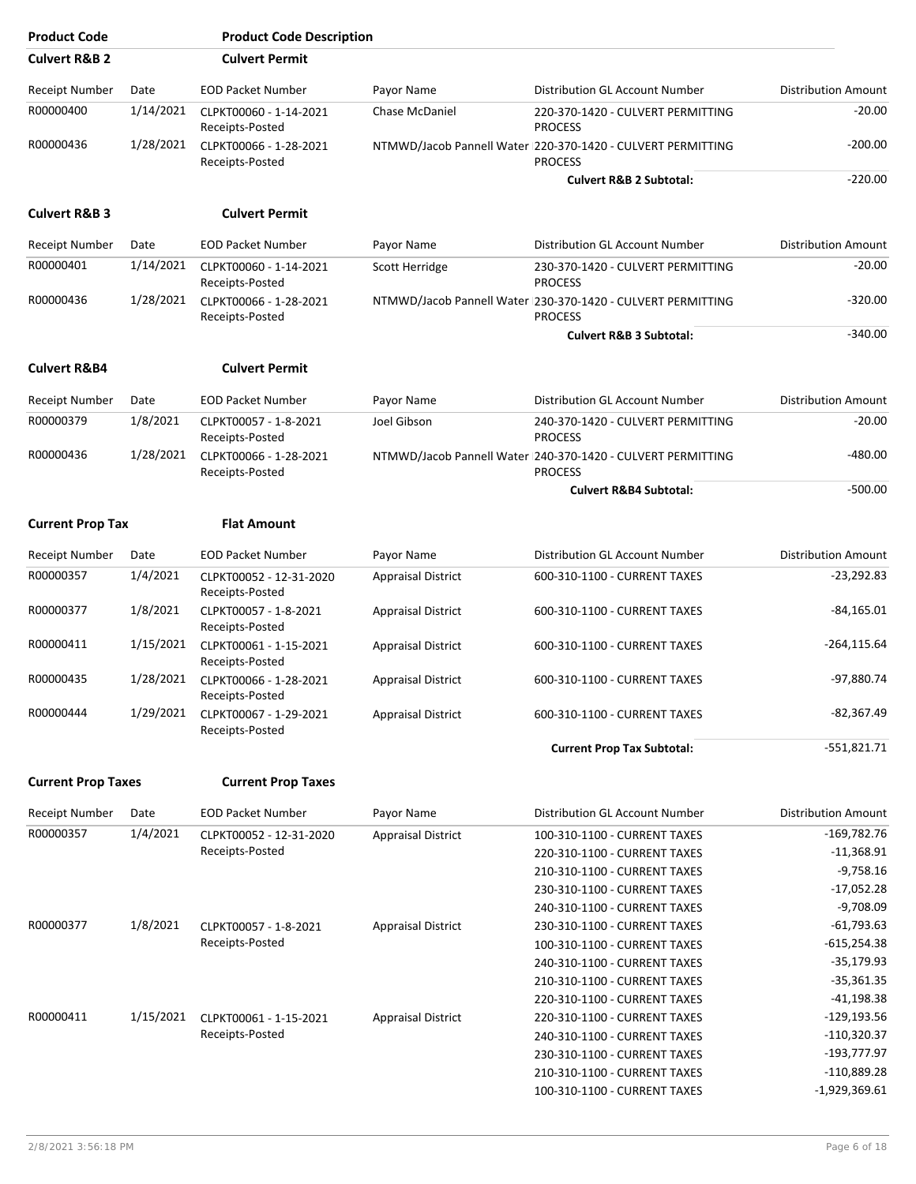| Product Code | Product Code Description |
|---|---|
| **Culvert R&B 2** | **Culvert Permit** |

| Receipt Number | Date | EOD Packet Number | Payor Name | Distribution GL Account Number | Distribution Amount |
|---|---|---|---|---|---|
| R00000400 | 1/14/2021 | CLPKT00060 - 1-14-2021 Receipts-Posted | Chase McDaniel | 220-370-1420 - CULVERT PERMITTING PROCESS | -20.00 |
| R00000436 | 1/28/2021 | CLPKT00066 - 1-28-2021 Receipts-Posted | NTMWD/Jacob Pannell Water | 220-370-1420 - CULVERT PERMITTING PROCESS | -200.00 |
| | | | | **Culvert R&B 2 Subtotal:** | -220.00 |

| Product Code | Product Code Description |
|---|---|
| **Culvert R&B 3** | **Culvert Permit** |

| Receipt Number | Date | EOD Packet Number | Payor Name | Distribution GL Account Number | Distribution Amount |
|---|---|---|---|---|---|
| R00000401 | 1/14/2021 | CLPKT00060 - 1-14-2021 Receipts-Posted | Scott Herridge | 230-370-1420 - CULVERT PERMITTING PROCESS | -20.00 |
| R00000436 | 1/28/2021 | CLPKT00066 - 1-28-2021 Receipts-Posted | NTMWD/Jacob Pannell Water | 230-370-1420 - CULVERT PERMITTING PROCESS | -320.00 |
| | | | | **Culvert R&B 3 Subtotal:** | -340.00 |

| Product Code | Product Code Description |
|---|---|
| **Culvert R&B4** | **Culvert Permit** |

| Receipt Number | Date | EOD Packet Number | Payor Name | Distribution GL Account Number | Distribution Amount |
|---|---|---|---|---|---|
| R00000379 | 1/8/2021 | CLPKT00057 - 1-8-2021 Receipts-Posted | Joel Gibson | 240-370-1420 - CULVERT PERMITTING PROCESS | -20.00 |
| R00000436 | 1/28/2021 | CLPKT00066 - 1-28-2021 Receipts-Posted | NTMWD/Jacob Pannell Water | 240-370-1420 - CULVERT PERMITTING PROCESS | -480.00 |
| | | | | **Culvert R&B4 Subtotal:** | -500.00 |

| Product Code | Product Code Description |
|---|---|
| **Current Prop Tax** | **Flat Amount** |

| Receipt Number | Date | EOD Packet Number | Payor Name | Distribution GL Account Number | Distribution Amount |
|---|---|---|---|---|---|
| R00000357 | 1/4/2021 | CLPKT00052 - 12-31-2020 Receipts-Posted | Appraisal District | 600-310-1100 - CURRENT TAXES | -23,292.83 |
| R00000377 | 1/8/2021 | CLPKT00057 - 1-8-2021 Receipts-Posted | Appraisal District | 600-310-1100 - CURRENT TAXES | -84,165.01 |
| R00000411 | 1/15/2021 | CLPKT00061 - 1-15-2021 Receipts-Posted | Appraisal District | 600-310-1100 - CURRENT TAXES | -264,115.64 |
| R00000435 | 1/28/2021 | CLPKT00066 - 1-28-2021 Receipts-Posted | Appraisal District | 600-310-1100 - CURRENT TAXES | -97,880.74 |
| R00000444 | 1/29/2021 | CLPKT00067 - 1-29-2021 Receipts-Posted | Appraisal District | 600-310-1100 - CURRENT TAXES | -82,367.49 |
| | | | | **Current Prop Tax Subtotal:** | -551,821.71 |

| Product Code | Product Code Description |
|---|---|
| **Current Prop Taxes** | **Current Prop Taxes** |

| Receipt Number | Date | EOD Packet Number | Payor Name | Distribution GL Account Number | Distribution Amount |
|---|---|---|---|---|---|
| R00000357 | 1/4/2021 | CLPKT00052 - 12-31-2020 Receipts-Posted | Appraisal District | 100-310-1100 - CURRENT TAXES | -169,782.76 |
| | | | | 220-310-1100 - CURRENT TAXES | -11,368.91 |
| | | | | 210-310-1100 - CURRENT TAXES | -9,758.16 |
| | | | | 230-310-1100 - CURRENT TAXES | -17,052.28 |
| | | | | 240-310-1100 - CURRENT TAXES | -9,708.09 |
| R00000377 | 1/8/2021 | CLPKT00057 - 1-8-2021 Receipts-Posted | Appraisal District | 230-310-1100 - CURRENT TAXES | -61,793.63 |
| | | | | 100-310-1100 - CURRENT TAXES | -615,254.38 |
| | | | | 240-310-1100 - CURRENT TAXES | -35,179.93 |
| | | | | 210-310-1100 - CURRENT TAXES | -35,361.35 |
| | | | | 220-310-1100 - CURRENT TAXES | -41,198.38 |
| R00000411 | 1/15/2021 | CLPKT00061 - 1-15-2021 Receipts-Posted | Appraisal District | 220-310-1100 - CURRENT TAXES | -129,193.56 |
| | | | | 240-310-1100 - CURRENT TAXES | -110,320.37 |
| | | | | 230-310-1100 - CURRENT TAXES | -193,777.97 |
| | | | | 210-310-1100 - CURRENT TAXES | -110,889.28 |
| | | | | 100-310-1100 - CURRENT TAXES | -1,929,369.61 |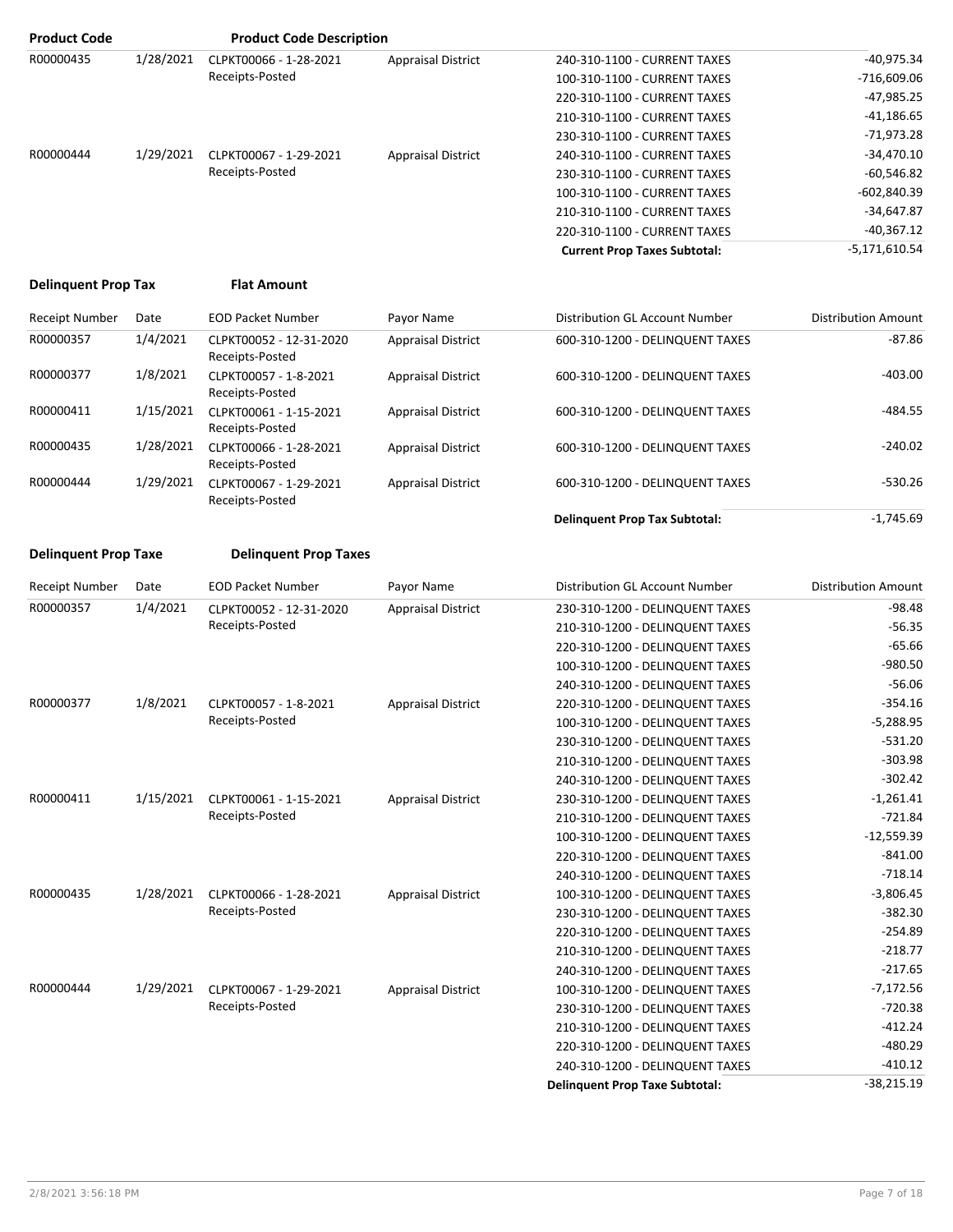| Product Code | | Product Code Description | | | |
|---|---|---|---|---|---|
| R00000435 | 1/28/2021 | CLPKT00066 - 1-28-2021 Receipts-Posted | Appraisal District | 240-310-1100 - CURRENT TAXES | -40,975.34 |
| | | | | 100-310-1100 - CURRENT TAXES | -716,609.06 |
| | | | | 220-310-1100 - CURRENT TAXES | -47,985.25 |
| | | | | 210-310-1100 - CURRENT TAXES | -41,186.65 |
| | | | | 230-310-1100 - CURRENT TAXES | -71,973.28 |
| R00000444 | 1/29/2021 | CLPKT00067 - 1-29-2021 Receipts-Posted | Appraisal District | 240-310-1100 - CURRENT TAXES | -34,470.10 |
| | | | | 230-310-1100 - CURRENT TAXES | -60,546.82 |
| | | | | 100-310-1100 - CURRENT TAXES | -602,840.39 |
| | | | | 210-310-1100 - CURRENT TAXES | -34,647.87 |
| | | | | 220-310-1100 - CURRENT TAXES | -40,367.12 |
| | | | | **Current Prop Taxes Subtotal:** | -5,171,610.54 |

**Delinquent Prop Tax** — **Flat Amount**

| Receipt Number | Date | EOD Packet Number | Payor Name | Distribution GL Account Number | Distribution Amount |
|---|---|---|---|---|---|
| R00000357 | 1/4/2021 | CLPKT00052 - 12-31-2020 Receipts-Posted | Appraisal District | 600-310-1200 - DELINQUENT TAXES | -87.86 |
| R00000377 | 1/8/2021 | CLPKT00057 - 1-8-2021 Receipts-Posted | Appraisal District | 600-310-1200 - DELINQUENT TAXES | -403.00 |
| R00000411 | 1/15/2021 | CLPKT00061 - 1-15-2021 Receipts-Posted | Appraisal District | 600-310-1200 - DELINQUENT TAXES | -484.55 |
| R00000435 | 1/28/2021 | CLPKT00066 - 1-28-2021 Receipts-Posted | Appraisal District | 600-310-1200 - DELINQUENT TAXES | -240.02 |
| R00000444 | 1/29/2021 | CLPKT00067 - 1-29-2021 Receipts-Posted | Appraisal District | 600-310-1200 - DELINQUENT TAXES | -530.26 |
| | | | | **Delinquent Prop Tax Subtotal:** | -1,745.69 |

**Delinquent Prop Taxe** — **Delinquent Prop Taxes**

| Receipt Number | Date | EOD Packet Number | Payor Name | Distribution GL Account Number | Distribution Amount |
|---|---|---|---|---|---|
| R00000357 | 1/4/2021 | CLPKT00052 - 12-31-2020 Receipts-Posted | Appraisal District | 230-310-1200 - DELINQUENT TAXES | -98.48 |
| | | | | 210-310-1200 - DELINQUENT TAXES | -56.35 |
| | | | | 220-310-1200 - DELINQUENT TAXES | -65.66 |
| | | | | 100-310-1200 - DELINQUENT TAXES | -980.50 |
| | | | | 240-310-1200 - DELINQUENT TAXES | -56.06 |
| R00000377 | 1/8/2021 | CLPKT00057 - 1-8-2021 Receipts-Posted | Appraisal District | 220-310-1200 - DELINQUENT TAXES | -354.16 |
| | | | | 100-310-1200 - DELINQUENT TAXES | -5,288.95 |
| | | | | 230-310-1200 - DELINQUENT TAXES | -531.20 |
| | | | | 210-310-1200 - DELINQUENT TAXES | -303.98 |
| | | | | 240-310-1200 - DELINQUENT TAXES | -302.42 |
| R00000411 | 1/15/2021 | CLPKT00061 - 1-15-2021 Receipts-Posted | Appraisal District | 230-310-1200 - DELINQUENT TAXES | -1,261.41 |
| | | | | 210-310-1200 - DELINQUENT TAXES | -721.84 |
| | | | | 100-310-1200 - DELINQUENT TAXES | -12,559.39 |
| | | | | 220-310-1200 - DELINQUENT TAXES | -841.00 |
| | | | | 240-310-1200 - DELINQUENT TAXES | -718.14 |
| R00000435 | 1/28/2021 | CLPKT00066 - 1-28-2021 Receipts-Posted | Appraisal District | 100-310-1200 - DELINQUENT TAXES | -3,806.45 |
| | | | | 230-310-1200 - DELINQUENT TAXES | -382.30 |
| | | | | 220-310-1200 - DELINQUENT TAXES | -254.89 |
| | | | | 210-310-1200 - DELINQUENT TAXES | -218.77 |
| | | | | 240-310-1200 - DELINQUENT TAXES | -217.65 |
| R00000444 | 1/29/2021 | CLPKT00067 - 1-29-2021 Receipts-Posted | Appraisal District | 100-310-1200 - DELINQUENT TAXES | -7,172.56 |
| | | | | 230-310-1200 - DELINQUENT TAXES | -720.38 |
| | | | | 210-310-1200 - DELINQUENT TAXES | -412.24 |
| | | | | 220-310-1200 - DELINQUENT TAXES | -480.29 |
| | | | | 240-310-1200 - DELINQUENT TAXES | -410.12 |
| | | | | **Delinquent Prop Taxe Subtotal:** | -38,215.19 |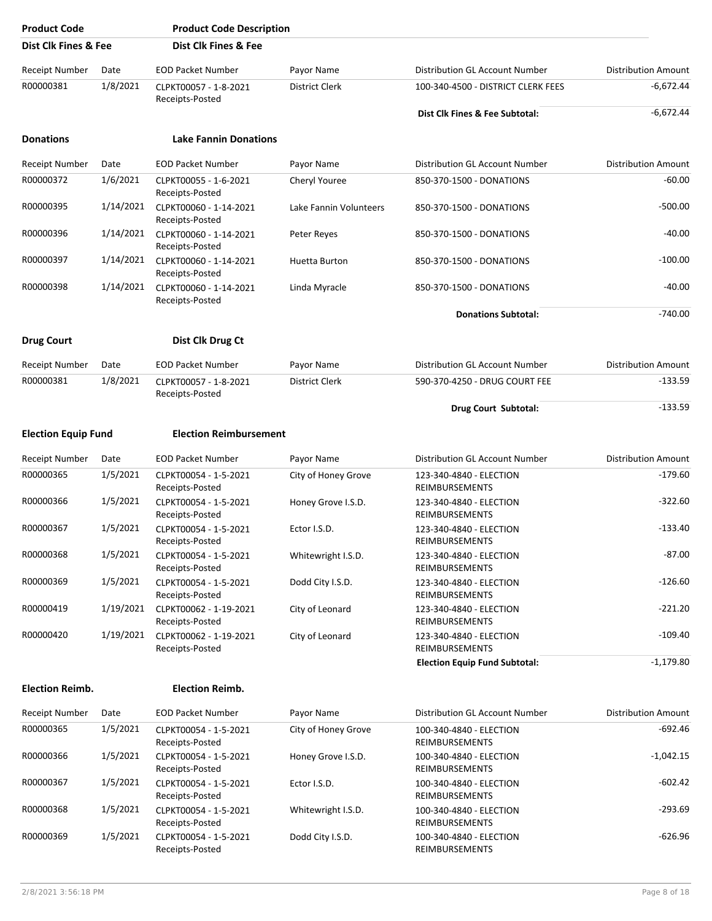| Product Code | Product Code Description |
|---|---|
| **Dist Clk Fines & Fee** | **Dist Clk Fines & Fee** |

| Receipt Number | Date | EOD Packet Number | Payor Name | Distribution GL Account Number | Distribution Amount |
|---|---|---|---|---|---|
| R00000381 | 1/8/2021 | CLPKT00057 - 1-8-2021 Receipts-Posted | District Clerk | 100-340-4500 - DISTRICT CLERK FEES | -6,672.44 |
| | | | | **Dist Clk Fines & Fee Subtotal:** | -6,672.44 |

**Donations** | **Lake Fannin Donations**

| Receipt Number | Date | EOD Packet Number | Payor Name | Distribution GL Account Number | Distribution Amount |
|---|---|---|---|---|---|
| R00000372 | 1/6/2021 | CLPKT00055 - 1-6-2021 Receipts-Posted | Cheryl Youree | 850-370-1500 - DONATIONS | -60.00 |
| R00000395 | 1/14/2021 | CLPKT00060 - 1-14-2021 Receipts-Posted | Lake Fannin Volunteers | 850-370-1500 - DONATIONS | -500.00 |
| R00000396 | 1/14/2021 | CLPKT00060 - 1-14-2021 Receipts-Posted | Peter Reyes | 850-370-1500 - DONATIONS | -40.00 |
| R00000397 | 1/14/2021 | CLPKT00060 - 1-14-2021 Receipts-Posted | Huetta Burton | 850-370-1500 - DONATIONS | -100.00 |
| R00000398 | 1/14/2021 | CLPKT00060 - 1-14-2021 Receipts-Posted | Linda Myracle | 850-370-1500 - DONATIONS | -40.00 |
| | | | | **Donations Subtotal:** | -740.00 |

**Drug Court** | **Dist Clk Drug Ct**

| Receipt Number | Date | EOD Packet Number | Payor Name | Distribution GL Account Number | Distribution Amount |
|---|---|---|---|---|---|
| R00000381 | 1/8/2021 | CLPKT00057 - 1-8-2021 Receipts-Posted | District Clerk | 590-370-4250 - DRUG COURT FEE | -133.59 |
| | | | | **Drug Court Subtotal:** | -133.59 |

**Election Equip Fund** | **Election Reimbursement**

| Receipt Number | Date | EOD Packet Number | Payor Name | Distribution GL Account Number | Distribution Amount |
|---|---|---|---|---|---|
| R00000365 | 1/5/2021 | CLPKT00054 - 1-5-2021 Receipts-Posted | City of Honey Grove | 123-340-4840 - ELECTION REIMBURSEMENTS | -179.60 |
| R00000366 | 1/5/2021 | CLPKT00054 - 1-5-2021 Receipts-Posted | Honey Grove I.S.D. | 123-340-4840 - ELECTION REIMBURSEMENTS | -322.60 |
| R00000367 | 1/5/2021 | CLPKT00054 - 1-5-2021 Receipts-Posted | Ector I.S.D. | 123-340-4840 - ELECTION REIMBURSEMENTS | -133.40 |
| R00000368 | 1/5/2021 | CLPKT00054 - 1-5-2021 Receipts-Posted | Whitewright I.S.D. | 123-340-4840 - ELECTION REIMBURSEMENTS | -87.00 |
| R00000369 | 1/5/2021 | CLPKT00054 - 1-5-2021 Receipts-Posted | Dodd City I.S.D. | 123-340-4840 - ELECTION REIMBURSEMENTS | -126.60 |
| R00000419 | 1/19/2021 | CLPKT00062 - 1-19-2021 Receipts-Posted | City of Leonard | 123-340-4840 - ELECTION REIMBURSEMENTS | -221.20 |
| R00000420 | 1/19/2021 | CLPKT00062 - 1-19-2021 Receipts-Posted | City of Leonard | 123-340-4840 - ELECTION REIMBURSEMENTS | -109.40 |
| | | | | **Election Equip Fund Subtotal:** | -1,179.80 |

**Election Reimb.** | **Election Reimb.**

| Receipt Number | Date | EOD Packet Number | Payor Name | Distribution GL Account Number | Distribution Amount |
|---|---|---|---|---|---|
| R00000365 | 1/5/2021 | CLPKT00054 - 1-5-2021 Receipts-Posted | City of Honey Grove | 100-340-4840 - ELECTION REIMBURSEMENTS | -692.46 |
| R00000366 | 1/5/2021 | CLPKT00054 - 1-5-2021 Receipts-Posted | Honey Grove I.S.D. | 100-340-4840 - ELECTION REIMBURSEMENTS | -1,042.15 |
| R00000367 | 1/5/2021 | CLPKT00054 - 1-5-2021 Receipts-Posted | Ector I.S.D. | 100-340-4840 - ELECTION REIMBURSEMENTS | -602.42 |
| R00000368 | 1/5/2021 | CLPKT00054 - 1-5-2021 Receipts-Posted | Whitewright I.S.D. | 100-340-4840 - ELECTION REIMBURSEMENTS | -293.69 |
| R00000369 | 1/5/2021 | CLPKT00054 - 1-5-2021 Receipts-Posted | Dodd City I.S.D. | 100-340-4840 - ELECTION REIMBURSEMENTS | -626.96 |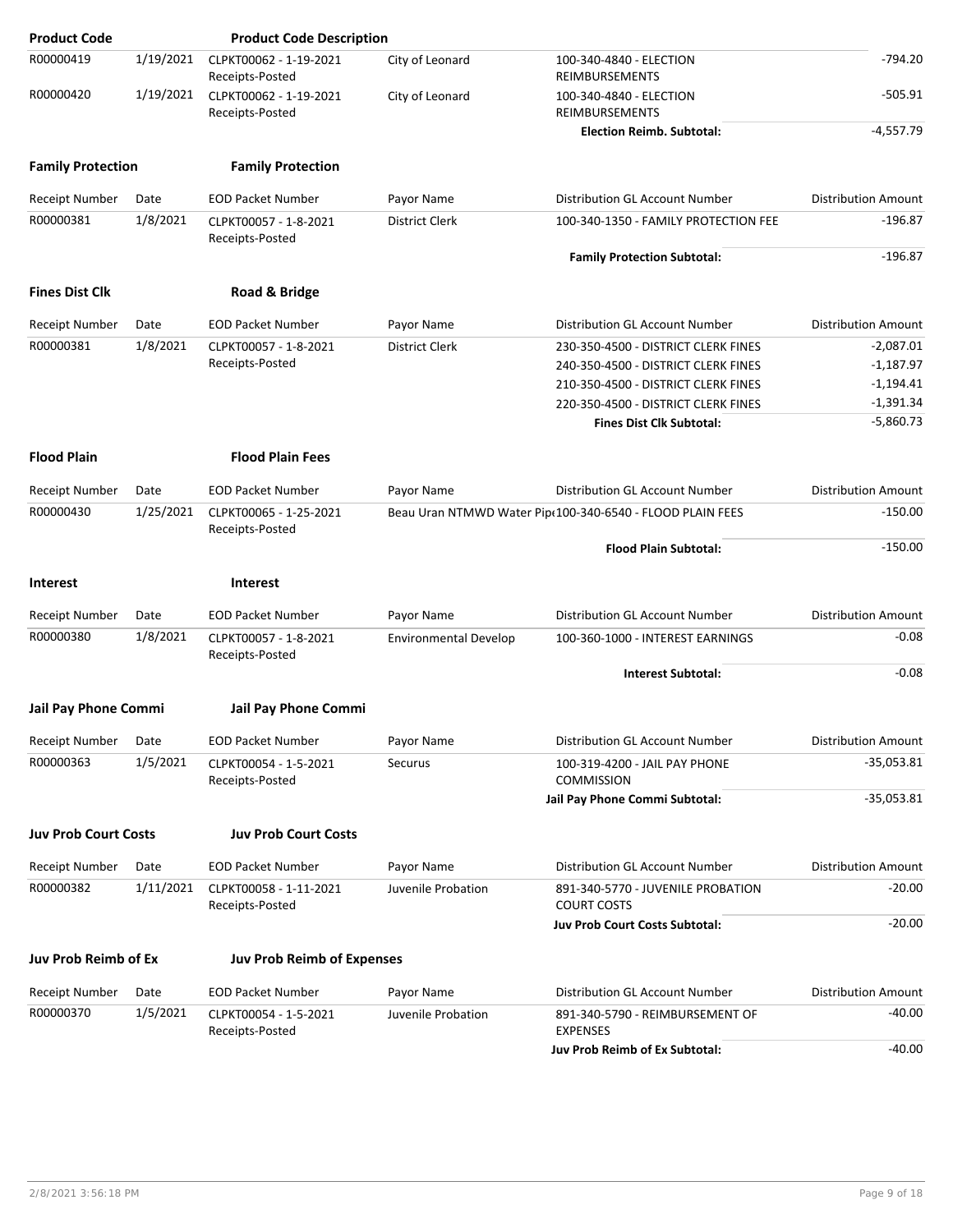| Product Code | | Product Code Description | | | |
|---|---|---|---|---|---|
| R00000419 | 1/19/2021 | CLPKT00062 - 1-19-2021 Receipts-Posted | City of Leonard | 100-340-4840 - ELECTION REIMBURSEMENTS | -794.20 |
| R00000420 | 1/19/2021 | CLPKT00062 - 1-19-2021 Receipts-Posted | City of Leonard | 100-340-4840 - ELECTION REIMBURSEMENTS | -505.91 |
| | | | | **Election Reimb. Subtotal:** | -4,557.79 |

**Family Protection** **Family Protection**

| Receipt Number | Date | EOD Packet Number | Payor Name | Distribution GL Account Number | Distribution Amount |
|---|---|---|---|---|---|
| R00000381 | 1/8/2021 | CLPKT00057 - 1-8-2021 Receipts-Posted | District Clerk | 100-340-1350 - FAMILY PROTECTION FEE | -196.87 |
| | | | | **Family Protection Subtotal:** | -196.87 |

**Fines Dist Clk** **Road & Bridge**

| Receipt Number | Date | EOD Packet Number | Payor Name | Distribution GL Account Number | Distribution Amount |
|---|---|---|---|---|---|
| R00000381 | 1/8/2021 | CLPKT00057 - 1-8-2021 Receipts-Posted | District Clerk | 230-350-4500 - DISTRICT CLERK FINES | -2,087.01 |
| | | | | 240-350-4500 - DISTRICT CLERK FINES | -1,187.97 |
| | | | | 210-350-4500 - DISTRICT CLERK FINES | -1,194.41 |
| | | | | 220-350-4500 - DISTRICT CLERK FINES | -1,391.34 |
| | | | | **Fines Dist Clk Subtotal:** | -5,860.73 |

**Flood Plain** **Flood Plain Fees**

| Receipt Number | Date | EOD Packet Number | Payor Name | Distribution GL Account Number | Distribution Amount |
|---|---|---|---|---|---|
| R00000430 | 1/25/2021 | CLPKT00065 - 1-25-2021 Receipts-Posted | Beau Uran NTMWD Water Pip | 100-340-6540 - FLOOD PLAIN FEES | -150.00 |
| | | | | **Flood Plain Subtotal:** | -150.00 |

**Interest** **Interest**

| Receipt Number | Date | EOD Packet Number | Payor Name | Distribution GL Account Number | Distribution Amount |
|---|---|---|---|---|---|
| R00000380 | 1/8/2021 | CLPKT00057 - 1-8-2021 Receipts-Posted | Environmental Develop | 100-360-1000 - INTEREST EARNINGS | -0.08 |
| | | | | **Interest Subtotal:** | -0.08 |

**Jail Pay Phone Commi** **Jail Pay Phone Commi**

| Receipt Number | Date | EOD Packet Number | Payor Name | Distribution GL Account Number | Distribution Amount |
|---|---|---|---|---|---|
| R00000363 | 1/5/2021 | CLPKT00054 - 1-5-2021 Receipts-Posted | Securus | 100-319-4200 - JAIL PAY PHONE COMMISSION | -35,053.81 |
| | | | | **Jail Pay Phone Commi Subtotal:** | -35,053.81 |

**Juv Prob Court Costs** **Juv Prob Court Costs**

| Receipt Number | Date | EOD Packet Number | Payor Name | Distribution GL Account Number | Distribution Amount |
|---|---|---|---|---|---|
| R00000382 | 1/11/2021 | CLPKT00058 - 1-11-2021 Receipts-Posted | Juvenile Probation | 891-340-5770 - JUVENILE PROBATION COURT COSTS | -20.00 |
| | | | | **Juv Prob Court Costs Subtotal:** | -20.00 |

**Juv Prob Reimb of Ex** **Juv Prob Reimb of Expenses**

| Receipt Number | Date | EOD Packet Number | Payor Name | Distribution GL Account Number | Distribution Amount |
|---|---|---|---|---|---|
| R00000370 | 1/5/2021 | CLPKT00054 - 1-5-2021 Receipts-Posted | Juvenile Probation | 891-340-5790 - REIMBURSEMENT OF EXPENSES | -40.00 |
| | | | | **Juv Prob Reimb of Ex Subtotal:** | -40.00 |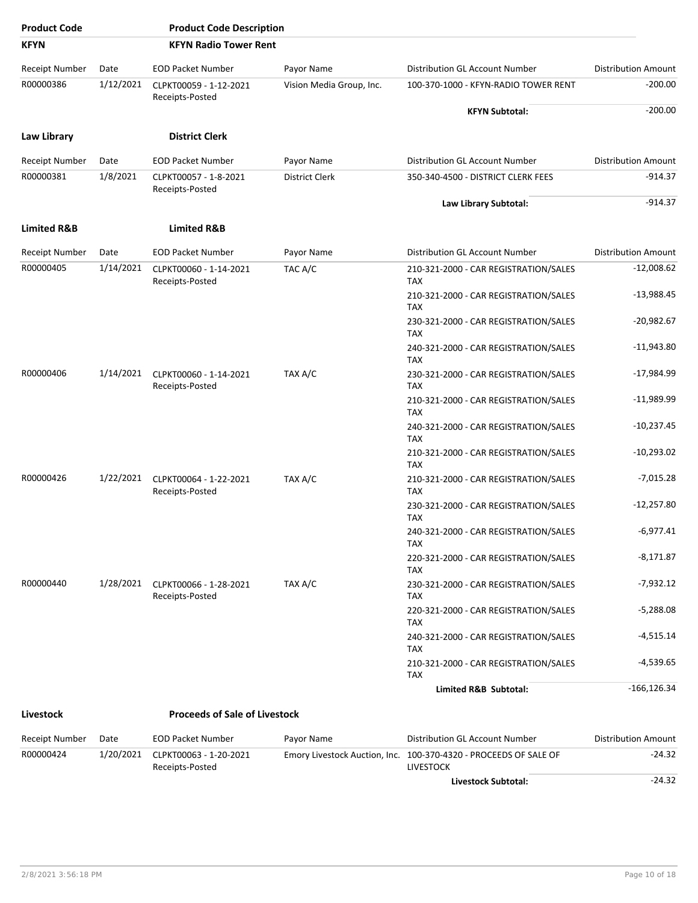| Product Code | Product Code Description | | | | |
|---|---|---|---|---|---|
| **KFYN** | **KFYN Radio Tower Rent** | | | | |

| Receipt Number | Date | EOD Packet Number | Payor Name | Distribution GL Account Number | Distribution Amount |
|---|---|---|---|---|---|
| R00000386 | 1/12/2021 | CLPKT00059 - 1-12-2021 Receipts-Posted | Vision Media Group, Inc. | 100-370-1000 - KFYN-RADIO TOWER RENT | -200.00 |
| | | | | **KFYN Subtotal:** | -200.00 |

**Law Library** | **District Clerk**

| Receipt Number | Date | EOD Packet Number | Payor Name | Distribution GL Account Number | Distribution Amount |
|---|---|---|---|---|---|
| R00000381 | 1/8/2021 | CLPKT00057 - 1-8-2021 Receipts-Posted | District Clerk | 350-340-4500 - DISTRICT CLERK FEES | -914.37 |
| | | | | **Law Library Subtotal:** | -914.37 |

**Limited R&B** | **Limited R&B**

| Receipt Number | Date | EOD Packet Number | Payor Name | Distribution GL Account Number | Distribution Amount |
|---|---|---|---|---|---|
| R00000405 | 1/14/2021 | CLPKT00060 - 1-14-2021 Receipts-Posted | TAC A/C | 210-321-2000 - CAR REGISTRATION/SALES TAX | -12,008.62 |
| | | | | 210-321-2000 - CAR REGISTRATION/SALES TAX | -13,988.45 |
| | | | | 230-321-2000 - CAR REGISTRATION/SALES TAX | -20,982.67 |
| | | | | 240-321-2000 - CAR REGISTRATION/SALES TAX | -11,943.80 |
| R00000406 | 1/14/2021 | CLPKT00060 - 1-14-2021 Receipts-Posted | TAX A/C | 230-321-2000 - CAR REGISTRATION/SALES TAX | -17,984.99 |
| | | | | 210-321-2000 - CAR REGISTRATION/SALES TAX | -11,989.99 |
| | | | | 240-321-2000 - CAR REGISTRATION/SALES TAX | -10,237.45 |
| | | | | 210-321-2000 - CAR REGISTRATION/SALES TAX | -10,293.02 |
| R00000426 | 1/22/2021 | CLPKT00064 - 1-22-2021 Receipts-Posted | TAX A/C | 210-321-2000 - CAR REGISTRATION/SALES TAX | -7,015.28 |
| | | | | 230-321-2000 - CAR REGISTRATION/SALES TAX | -12,257.80 |
| | | | | 240-321-2000 - CAR REGISTRATION/SALES TAX | -6,977.41 |
| | | | | 220-321-2000 - CAR REGISTRATION/SALES TAX | -8,171.87 |
| R00000440 | 1/28/2021 | CLPKT00066 - 1-28-2021 Receipts-Posted | TAX A/C | 230-321-2000 - CAR REGISTRATION/SALES TAX | -7,932.12 |
| | | | | 220-321-2000 - CAR REGISTRATION/SALES TAX | -5,288.08 |
| | | | | 240-321-2000 - CAR REGISTRATION/SALES TAX | -4,515.14 |
| | | | | 210-321-2000 - CAR REGISTRATION/SALES TAX | -4,539.65 |
| | | | | **Limited R&B Subtotal:** | -166,126.34 |

**Livestock** | **Proceeds of Sale of Livestock**

| Receipt Number | Date | EOD Packet Number | Payor Name | Distribution GL Account Number | Distribution Amount |
|---|---|---|---|---|---|
| R00000424 | 1/20/2021 | CLPKT00063 - 1-20-2021 Receipts-Posted | Emory Livestock Auction, Inc. | 100-370-4320 - PROCEEDS OF SALE OF LIVESTOCK | -24.32 |
| | | | | **Livestock Subtotal:** | -24.32 |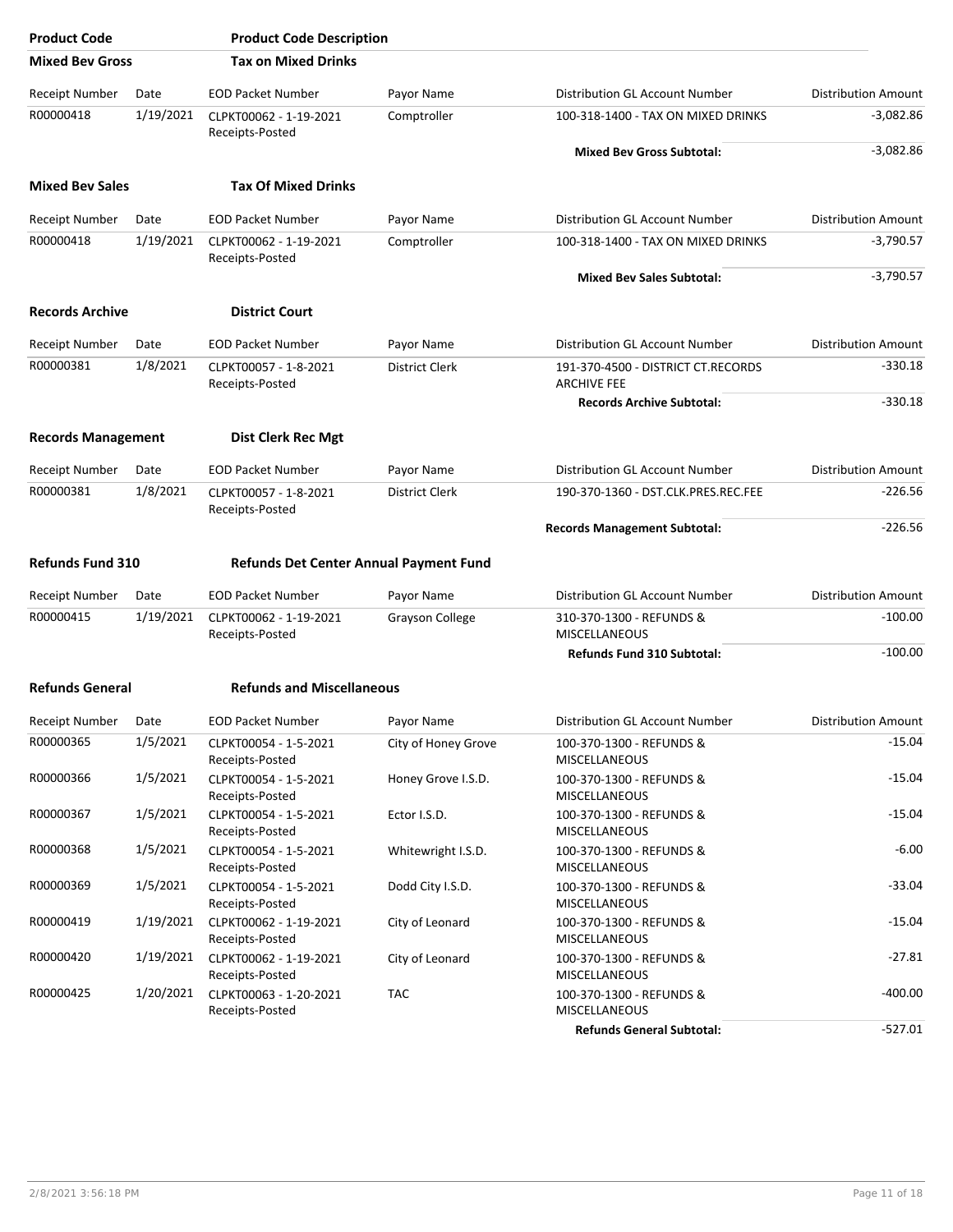| Product Code | Product Code Description | | | | |
|---|---|---|---|---|---|
| **Mixed Bev Gross** | **Tax on Mixed Drinks** | | | | |

| Receipt Number | Date | EOD Packet Number | Payor Name | Distribution GL Account Number | Distribution Amount |
|---|---|---|---|---|---|
| R00000418 | 1/19/2021 | CLPKT00062 - 1-19-2021 Receipts-Posted | Comptroller | 100-318-1400 - TAX ON MIXED DRINKS | -3,082.86 |
| | | | | **Mixed Bev Gross Subtotal:** | -3,082.86 |

**Mixed Bev Sales** **Tax Of Mixed Drinks**

| Receipt Number | Date | EOD Packet Number | Payor Name | Distribution GL Account Number | Distribution Amount |
|---|---|---|---|---|---|
| R00000418 | 1/19/2021 | CLPKT00062 - 1-19-2021 Receipts-Posted | Comptroller | 100-318-1400 - TAX ON MIXED DRINKS | -3,790.57 |
| | | | | **Mixed Bev Sales Subtotal:** | -3,790.57 |

**Records Archive** **District Court**

| Receipt Number | Date | EOD Packet Number | Payor Name | Distribution GL Account Number | Distribution Amount |
|---|---|---|---|---|---|
| R00000381 | 1/8/2021 | CLPKT00057 - 1-8-2021 Receipts-Posted | District Clerk | 191-370-4500 - DISTRICT CT.RECORDS ARCHIVE FEE | -330.18 |
| | | | | **Records Archive Subtotal:** | -330.18 |

**Records Management** **Dist Clerk Rec Mgt**

| Receipt Number | Date | EOD Packet Number | Payor Name | Distribution GL Account Number | Distribution Amount |
|---|---|---|---|---|---|
| R00000381 | 1/8/2021 | CLPKT00057 - 1-8-2021 Receipts-Posted | District Clerk | 190-370-1360 - DST.CLK.PRES.REC.FEE | -226.56 |
| | | | | **Records Management Subtotal:** | -226.56 |

**Refunds Fund 310** **Refunds Det Center Annual Payment Fund**

| Receipt Number | Date | EOD Packet Number | Payor Name | Distribution GL Account Number | Distribution Amount |
|---|---|---|---|---|---|
| R00000415 | 1/19/2021 | CLPKT00062 - 1-19-2021 Receipts-Posted | Grayson College | 310-370-1300 - REFUNDS & MISCELLANEOUS | -100.00 |
| | | | | **Refunds Fund 310 Subtotal:** | -100.00 |

**Refunds General** **Refunds and Miscellaneous**

| Receipt Number | Date | EOD Packet Number | Payor Name | Distribution GL Account Number | Distribution Amount |
|---|---|---|---|---|---|
| R00000365 | 1/5/2021 | CLPKT00054 - 1-5-2021 Receipts-Posted | City of Honey Grove | 100-370-1300 - REFUNDS & MISCELLANEOUS | -15.04 |
| R00000366 | 1/5/2021 | CLPKT00054 - 1-5-2021 Receipts-Posted | Honey Grove I.S.D. | 100-370-1300 - REFUNDS & MISCELLANEOUS | -15.04 |
| R00000367 | 1/5/2021 | CLPKT00054 - 1-5-2021 Receipts-Posted | Ector I.S.D. | 100-370-1300 - REFUNDS & MISCELLANEOUS | -15.04 |
| R00000368 | 1/5/2021 | CLPKT00054 - 1-5-2021 Receipts-Posted | Whitewright I.S.D. | 100-370-1300 - REFUNDS & MISCELLANEOUS | -6.00 |
| R00000369 | 1/5/2021 | CLPKT00054 - 1-5-2021 Receipts-Posted | Dodd City I.S.D. | 100-370-1300 - REFUNDS & MISCELLANEOUS | -33.04 |
| R00000419 | 1/19/2021 | CLPKT00062 - 1-19-2021 Receipts-Posted | City of Leonard | 100-370-1300 - REFUNDS & MISCELLANEOUS | -15.04 |
| R00000420 | 1/19/2021 | CLPKT00062 - 1-19-2021 Receipts-Posted | City of Leonard | 100-370-1300 - REFUNDS & MISCELLANEOUS | -27.81 |
| R00000425 | 1/20/2021 | CLPKT00063 - 1-20-2021 Receipts-Posted | TAC | 100-370-1300 - REFUNDS & MISCELLANEOUS | -400.00 |
| | | | | **Refunds General Subtotal:** | -527.01 |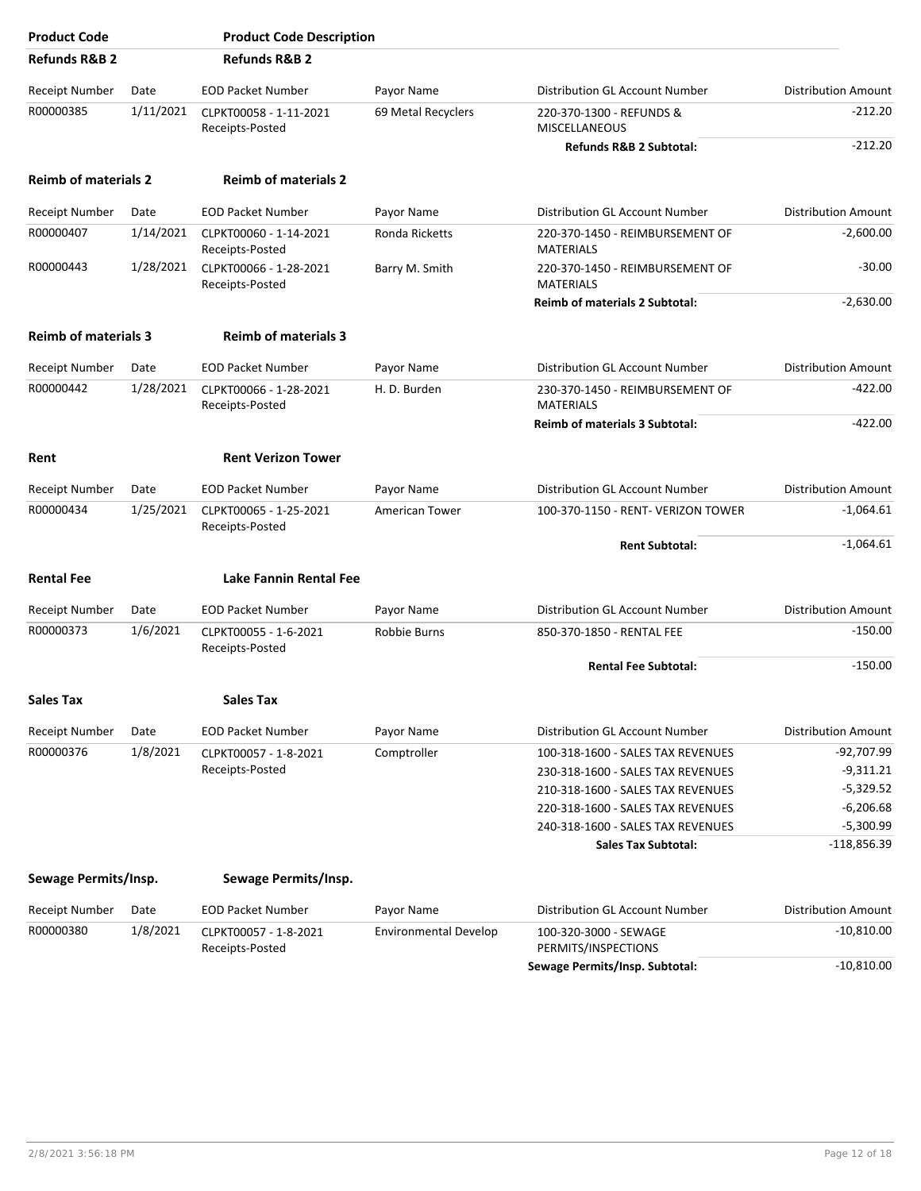| Product Code | | Product Code Description | | | |
|---|---|---|---|---|---|
| **Refunds R&B 2** | | **Refunds R&B 2** | | | |
| Receipt Number | Date | EOD Packet Number | Payor Name | Distribution GL Account Number | Distribution Amount |
| R00000385 | 1/11/2021 | CLPKT00058 - 1-11-2021 Receipts-Posted | 69 Metal Recyclers | 220-370-1300 - REFUNDS & MISCELLANEOUS | -212.20 |
| | | | | **Refunds R&B 2 Subtotal:** | -212.20 |

| **Reimb of materials 2** | | **Reimb of materials 2** | | | |
|---|---|---|---|---|---|
| Receipt Number | Date | EOD Packet Number | Payor Name | Distribution GL Account Number | Distribution Amount |
| R00000407 | 1/14/2021 | CLPKT00060 - 1-14-2021 Receipts-Posted | Ronda Ricketts | 220-370-1450 - REIMBURSEMENT OF MATERIALS | -2,600.00 |
| R00000443 | 1/28/2021 | CLPKT00066 - 1-28-2021 Receipts-Posted | Barry M. Smith | 220-370-1450 - REIMBURSEMENT OF MATERIALS | -30.00 |
| | | | | **Reimb of materials 2 Subtotal:** | -2,630.00 |

| **Reimb of materials 3** | | **Reimb of materials 3** | | | |
|---|---|---|---|---|---|
| Receipt Number | Date | EOD Packet Number | Payor Name | Distribution GL Account Number | Distribution Amount |
| R00000442 | 1/28/2021 | CLPKT00066 - 1-28-2021 Receipts-Posted | H. D. Burden | 230-370-1450 - REIMBURSEMENT OF MATERIALS | -422.00 |
| | | | | **Reimb of materials 3 Subtotal:** | -422.00 |

| **Rent** | | **Rent Verizon Tower** | | | |
|---|---|---|---|---|---|
| Receipt Number | Date | EOD Packet Number | Payor Name | Distribution GL Account Number | Distribution Amount |
| R00000434 | 1/25/2021 | CLPKT00065 - 1-25-2021 Receipts-Posted | American Tower | 100-370-1150 - RENT- VERIZON TOWER | -1,064.61 |
| | | | | **Rent Subtotal:** | -1,064.61 |

| **Rental Fee** | | **Lake Fannin Rental Fee** | | | |
|---|---|---|---|---|---|
| Receipt Number | Date | EOD Packet Number | Payor Name | Distribution GL Account Number | Distribution Amount |
| R00000373 | 1/6/2021 | CLPKT00055 - 1-6-2021 Receipts-Posted | Robbie Burns | 850-370-1850 - RENTAL FEE | -150.00 |
| | | | | **Rental Fee Subtotal:** | -150.00 |

| **Sales Tax** | | **Sales Tax** | | | |
|---|---|---|---|---|---|
| Receipt Number | Date | EOD Packet Number | Payor Name | Distribution GL Account Number | Distribution Amount |
| R00000376 | 1/8/2021 | CLPKT00057 - 1-8-2021 Receipts-Posted | Comptroller | 100-318-1600 - SALES TAX REVENUES | -92,707.99 |
| | | | | 230-318-1600 - SALES TAX REVENUES | -9,311.21 |
| | | | | 210-318-1600 - SALES TAX REVENUES | -5,329.52 |
| | | | | 220-318-1600 - SALES TAX REVENUES | -6,206.68 |
| | | | | 240-318-1600 - SALES TAX REVENUES | -5,300.99 |
| | | | | **Sales Tax Subtotal:** | -118,856.39 |

| **Sewage Permits/Insp.** | | **Sewage Permits/Insp.** | | | |
|---|---|---|---|---|---|
| Receipt Number | Date | EOD Packet Number | Payor Name | Distribution GL Account Number | Distribution Amount |
| R00000380 | 1/8/2021 | CLPKT00057 - 1-8-2021 Receipts-Posted | Environmental Develop | 100-320-3000 - SEWAGE PERMITS/INSPECTIONS | -10,810.00 |
| | | | | **Sewage Permits/Insp. Subtotal:** | -10,810.00 |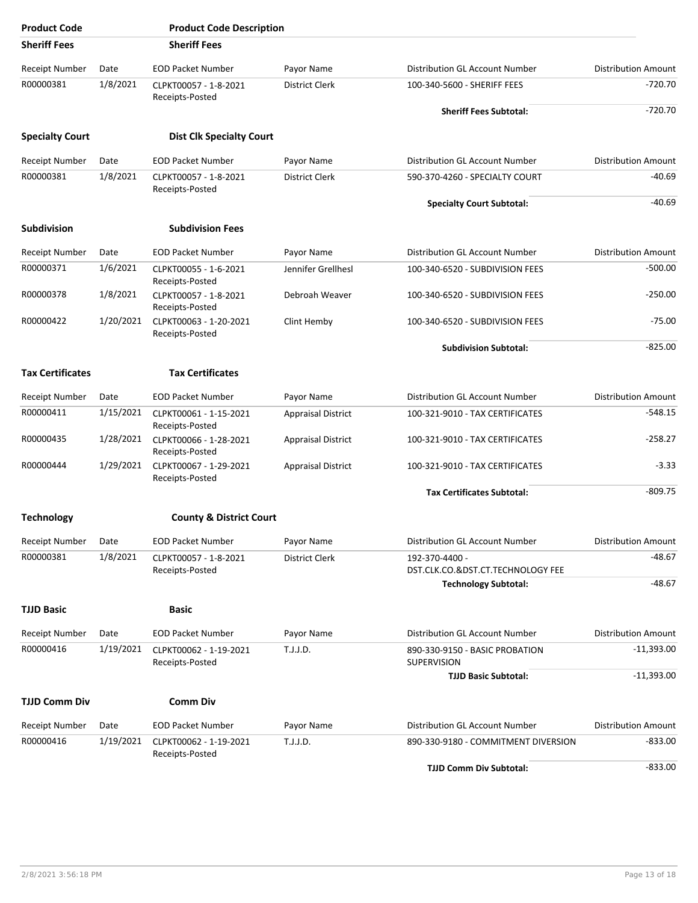| Product Code | Product Code Description | | | | |
|---|---|---|---|---|---|
| **Sheriff Fees** | **Sheriff Fees** | | | | |
| Receipt Number | Date | EOD Packet Number | Payor Name | Distribution GL Account Number | Distribution Amount |
| R00000381 | 1/8/2021 | CLPKT00057 - 1-8-2021 Receipts-Posted | District Clerk | 100-340-5600 - SHERIFF FEES | -720.70 |
| | | | | **Sheriff Fees Subtotal:** | -720.70 |
| **Specialty Court** | **Dist Clk Specialty Court** | | | | |
| Receipt Number | Date | EOD Packet Number | Payor Name | Distribution GL Account Number | Distribution Amount |
| R00000381 | 1/8/2021 | CLPKT00057 - 1-8-2021 Receipts-Posted | District Clerk | 590-370-4260 - SPECIALTY COURT | -40.69 |
| | | | | **Specialty Court Subtotal:** | -40.69 |
| **Subdivision** | **Subdivision Fees** | | | | |
| Receipt Number | Date | EOD Packet Number | Payor Name | Distribution GL Account Number | Distribution Amount |
| R00000371 | 1/6/2021 | CLPKT00055 - 1-6-2021 Receipts-Posted | Jennifer Grellhesl | 100-340-6520 - SUBDIVISION FEES | -500.00 |
| R00000378 | 1/8/2021 | CLPKT00057 - 1-8-2021 Receipts-Posted | Debroah Weaver | 100-340-6520 - SUBDIVISION FEES | -250.00 |
| R00000422 | 1/20/2021 | CLPKT00063 - 1-20-2021 Receipts-Posted | Clint Hemby | 100-340-6520 - SUBDIVISION FEES | -75.00 |
| | | | | **Subdivision Subtotal:** | -825.00 |
| **Tax Certificates** | **Tax Certificates** | | | | |
| Receipt Number | Date | EOD Packet Number | Payor Name | Distribution GL Account Number | Distribution Amount |
| R00000411 | 1/15/2021 | CLPKT00061 - 1-15-2021 Receipts-Posted | Appraisal District | 100-321-9010 - TAX CERTIFICATES | -548.15 |
| R00000435 | 1/28/2021 | CLPKT00066 - 1-28-2021 Receipts-Posted | Appraisal District | 100-321-9010 - TAX CERTIFICATES | -258.27 |
| R00000444 | 1/29/2021 | CLPKT00067 - 1-29-2021 Receipts-Posted | Appraisal District | 100-321-9010 - TAX CERTIFICATES | -3.33 |
| | | | | **Tax Certificates Subtotal:** | -809.75 |
| **Technology** | **County & District Court** | | | | |
| Receipt Number | Date | EOD Packet Number | Payor Name | Distribution GL Account Number | Distribution Amount |
| R00000381 | 1/8/2021 | CLPKT00057 - 1-8-2021 Receipts-Posted | District Clerk | 192-370-4400 - DST.CLK.CO.&DST.CT.TECHNOLOGY FEE | -48.67 |
| | | | | **Technology Subtotal:** | -48.67 |
| **TJJD Basic** | **Basic** | | | | |
| Receipt Number | Date | EOD Packet Number | Payor Name | Distribution GL Account Number | Distribution Amount |
| R00000416 | 1/19/2021 | CLPKT00062 - 1-19-2021 Receipts-Posted | T.J.J.D. | 890-330-9150 - BASIC PROBATION SUPERVISION | -11,393.00 |
| | | | | **TJJD Basic Subtotal:** | -11,393.00 |
| **TJJD Comm Div** | **Comm Div** | | | | |
| Receipt Number | Date | EOD Packet Number | Payor Name | Distribution GL Account Number | Distribution Amount |
| R00000416 | 1/19/2021 | CLPKT00062 - 1-19-2021 Receipts-Posted | T.J.J.D. | 890-330-9180 - COMMITMENT DIVERSION | -833.00 |
| | | | | **TJJD Comm Div Subtotal:** | -833.00 |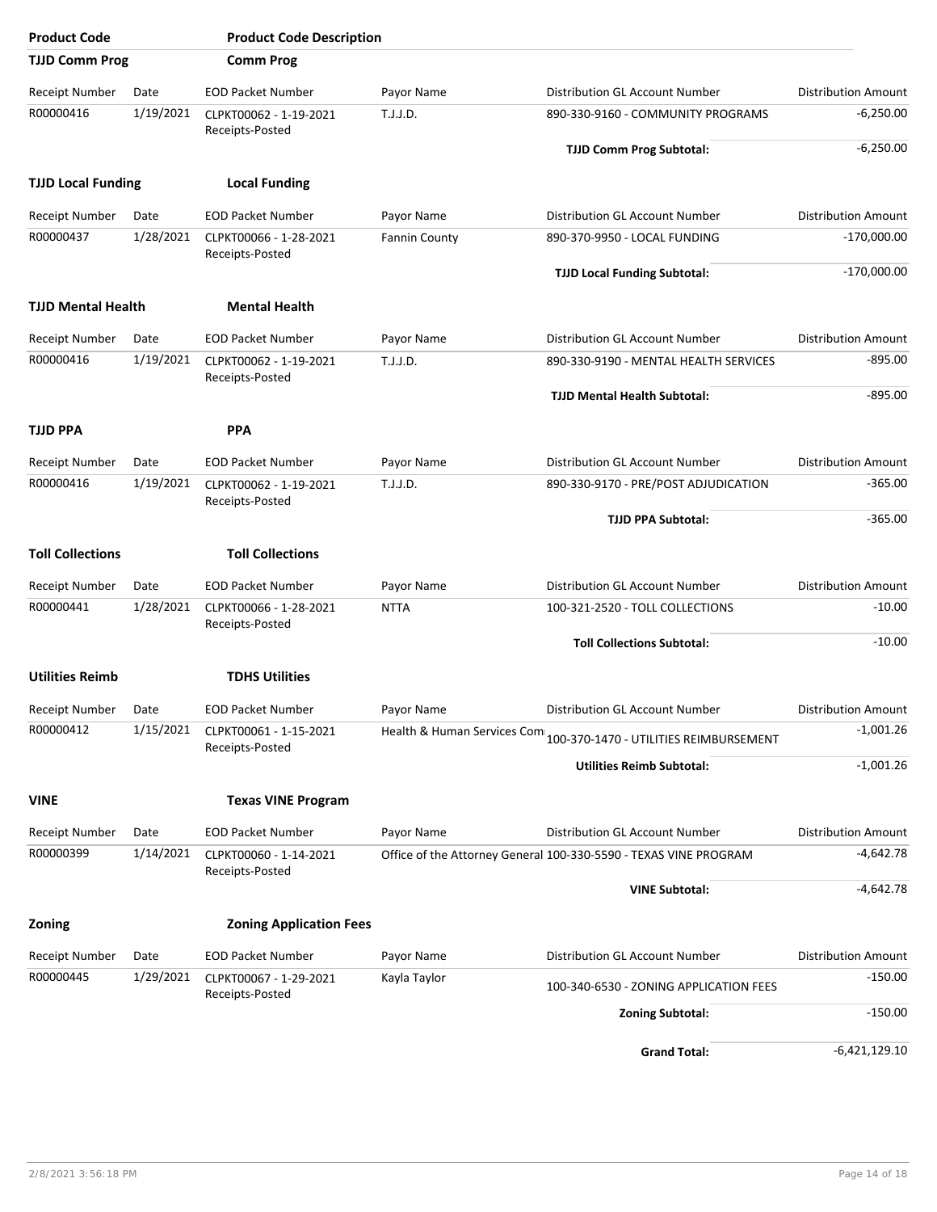| Product Code | Product Code Description | | | | |
|---|---|---|---|---|---|
| **TJJD Comm Prog** | **Comm Prog** | | | | |
| Receipt Number | Date | EOD Packet Number | Payor Name | Distribution GL Account Number | Distribution Amount |
| R00000416 | 1/19/2021 | CLPKT00062 - 1-19-2021 Receipts-Posted | T.J.J.D. | 890-330-9160 - COMMUNITY PROGRAMS | -6,250.00 |
| | | | | **TJJD Comm Prog Subtotal:** | -6,250.00 |
| **TJJD Local Funding** | **Local Funding** | | | | |
| Receipt Number | Date | EOD Packet Number | Payor Name | Distribution GL Account Number | Distribution Amount |
| R00000437 | 1/28/2021 | CLPKT00066 - 1-28-2021 Receipts-Posted | Fannin County | 890-370-9950 - LOCAL FUNDING | -170,000.00 |
| | | | | **TJJD Local Funding Subtotal:** | -170,000.00 |
| **TJJD Mental Health** | **Mental Health** | | | | |
| Receipt Number | Date | EOD Packet Number | Payor Name | Distribution GL Account Number | Distribution Amount |
| R00000416 | 1/19/2021 | CLPKT00062 - 1-19-2021 Receipts-Posted | T.J.J.D. | 890-330-9190 - MENTAL HEALTH SERVICES | -895.00 |
| | | | | **TJJD Mental Health Subtotal:** | -895.00 |
| **TJJD PPA** | **PPA** | | | | |
| Receipt Number | Date | EOD Packet Number | Payor Name | Distribution GL Account Number | Distribution Amount |
| R00000416 | 1/19/2021 | CLPKT00062 - 1-19-2021 Receipts-Posted | T.J.J.D. | 890-330-9170 - PRE/POST ADJUDICATION | -365.00 |
| | | | | **TJJD PPA Subtotal:** | -365.00 |
| **Toll Collections** | **Toll Collections** | | | | |
| Receipt Number | Date | EOD Packet Number | Payor Name | Distribution GL Account Number | Distribution Amount |
| R00000441 | 1/28/2021 | CLPKT00066 - 1-28-2021 Receipts-Posted | NTTA | 100-321-2520 - TOLL COLLECTIONS | -10.00 |
| | | | | **Toll Collections Subtotal:** | -10.00 |
| **Utilities Reimb** | **TDHS Utilities** | | | | |
| Receipt Number | Date | EOD Packet Number | Payor Name | Distribution GL Account Number | Distribution Amount |
| R00000412 | 1/15/2021 | CLPKT00061 - 1-15-2021 Receipts-Posted | Health & Human Services Com | 100-370-1470 - UTILITIES REIMBURSEMENT | -1,001.26 |
| | | | | **Utilities Reimb Subtotal:** | -1,001.26 |
| **VINE** | **Texas VINE Program** | | | | |
| Receipt Number | Date | EOD Packet Number | Payor Name | Distribution GL Account Number | Distribution Amount |
| R00000399 | 1/14/2021 | CLPKT00060 - 1-14-2021 Receipts-Posted | Office of the Attorney General | 100-330-5590 - TEXAS VINE PROGRAM | -4,642.78 |
| | | | | **VINE Subtotal:** | -4,642.78 |
| **Zoning** | **Zoning Application Fees** | | | | |
| Receipt Number | Date | EOD Packet Number | Payor Name | Distribution GL Account Number | Distribution Amount |
| R00000445 | 1/29/2021 | CLPKT00067 - 1-29-2021 Receipts-Posted | Kayla Taylor | 100-340-6530 - ZONING APPLICATION FEES | -150.00 |
| | | | | **Zoning Subtotal:** | -150.00 |
| | | | | **Grand Total:** | -6,421,129.10 |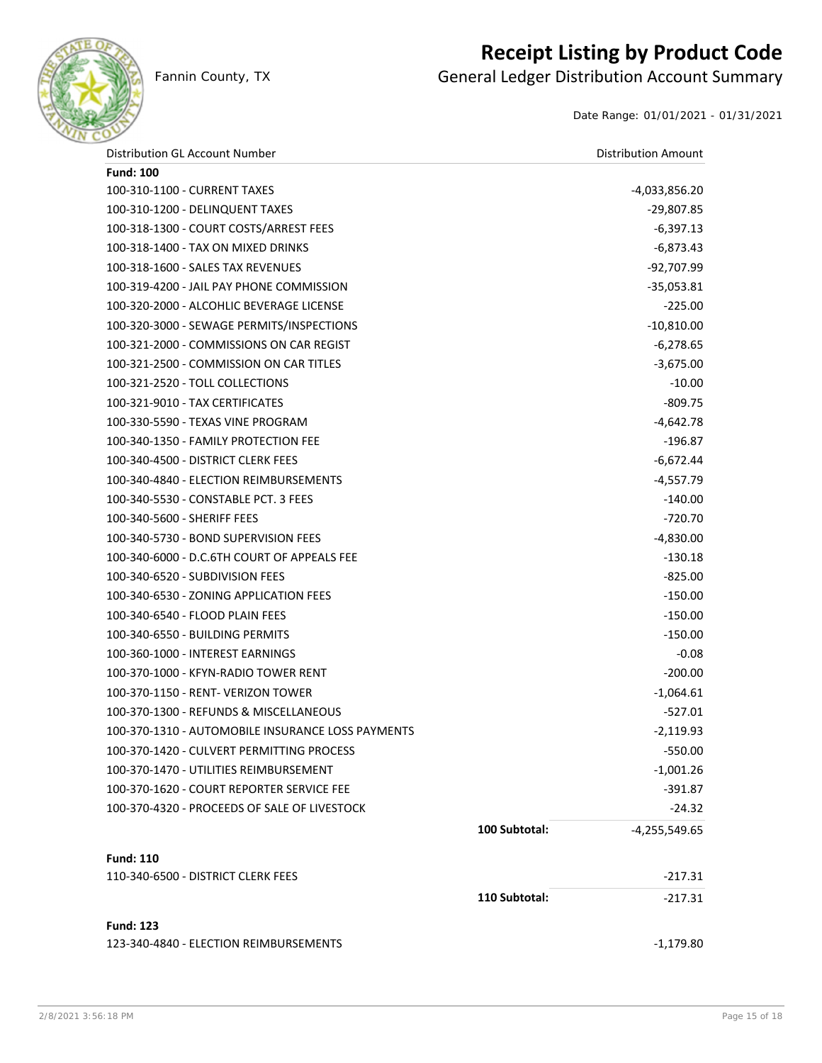# Receipt Listing by Product Code

Fannin County, TX

## General Ledger Distribution Account Summary

Date Range: 01/01/2021 - 01/31/2021

| Distribution GL Account Number | | Distribution Amount |
|---|---|---|
| **Fund: 100** | | |
| 100-310-1100 - CURRENT TAXES | | -4,033,856.20 |
| 100-310-1200 - DELINQUENT TAXES | | -29,807.85 |
| 100-318-1300 - COURT COSTS/ARREST FEES | | -6,397.13 |
| 100-318-1400 - TAX ON MIXED DRINKS | | -6,873.43 |
| 100-318-1600 - SALES TAX REVENUES | | -92,707.99 |
| 100-319-4200 - JAIL PAY PHONE COMMISSION | | -35,053.81 |
| 100-320-2000 - ALCOHLIC BEVERAGE LICENSE | | -225.00 |
| 100-320-3000 - SEWAGE PERMITS/INSPECTIONS | | -10,810.00 |
| 100-321-2000 - COMMISSIONS ON CAR REGIST | | -6,278.65 |
| 100-321-2500 - COMMISSION ON CAR TITLES | | -3,675.00 |
| 100-321-2520 - TOLL COLLECTIONS | | -10.00 |
| 100-321-9010 - TAX CERTIFICATES | | -809.75 |
| 100-330-5590 - TEXAS VINE PROGRAM | | -4,642.78 |
| 100-340-1350 - FAMILY PROTECTION FEE | | -196.87 |
| 100-340-4500 - DISTRICT CLERK FEES | | -6,672.44 |
| 100-340-4840 - ELECTION REIMBURSEMENTS | | -4,557.79 |
| 100-340-5530 - CONSTABLE PCT. 3 FEES | | -140.00 |
| 100-340-5600 - SHERIFF FEES | | -720.70 |
| 100-340-5730 - BOND SUPERVISION FEES | | -4,830.00 |
| 100-340-6000 - D.C.6TH COURT OF APPEALS FEE | | -130.18 |
| 100-340-6520 - SUBDIVISION FEES | | -825.00 |
| 100-340-6530 - ZONING APPLICATION FEES | | -150.00 |
| 100-340-6540 - FLOOD PLAIN FEES | | -150.00 |
| 100-340-6550 - BUILDING PERMITS | | -150.00 |
| 100-360-1000 - INTEREST EARNINGS | | -0.08 |
| 100-370-1000 - KFYN-RADIO TOWER RENT | | -200.00 |
| 100-370-1150 - RENT- VERIZON TOWER | | -1,064.61 |
| 100-370-1300 - REFUNDS & MISCELLANEOUS | | -527.01 |
| 100-370-1310 - AUTOMOBILE INSURANCE LOSS PAYMENTS | | -2,119.93 |
| 100-370-1420 - CULVERT PERMITTING PROCESS | | -550.00 |
| 100-370-1470 - UTILITIES REIMBURSEMENT | | -1,001.26 |
| 100-370-1620 - COURT REPORTER SERVICE FEE | | -391.87 |
| 100-370-4320 - PROCEEDS OF SALE OF LIVESTOCK | | -24.32 |
| | **100 Subtotal:** | -4,255,549.65 |
| **Fund: 110** | | |
| 110-340-6500 - DISTRICT CLERK FEES | | -217.31 |
| | **110 Subtotal:** | -217.31 |
| **Fund: 123** | | |
| 123-340-4840 - ELECTION REIMBURSEMENTS | | -1,179.80 |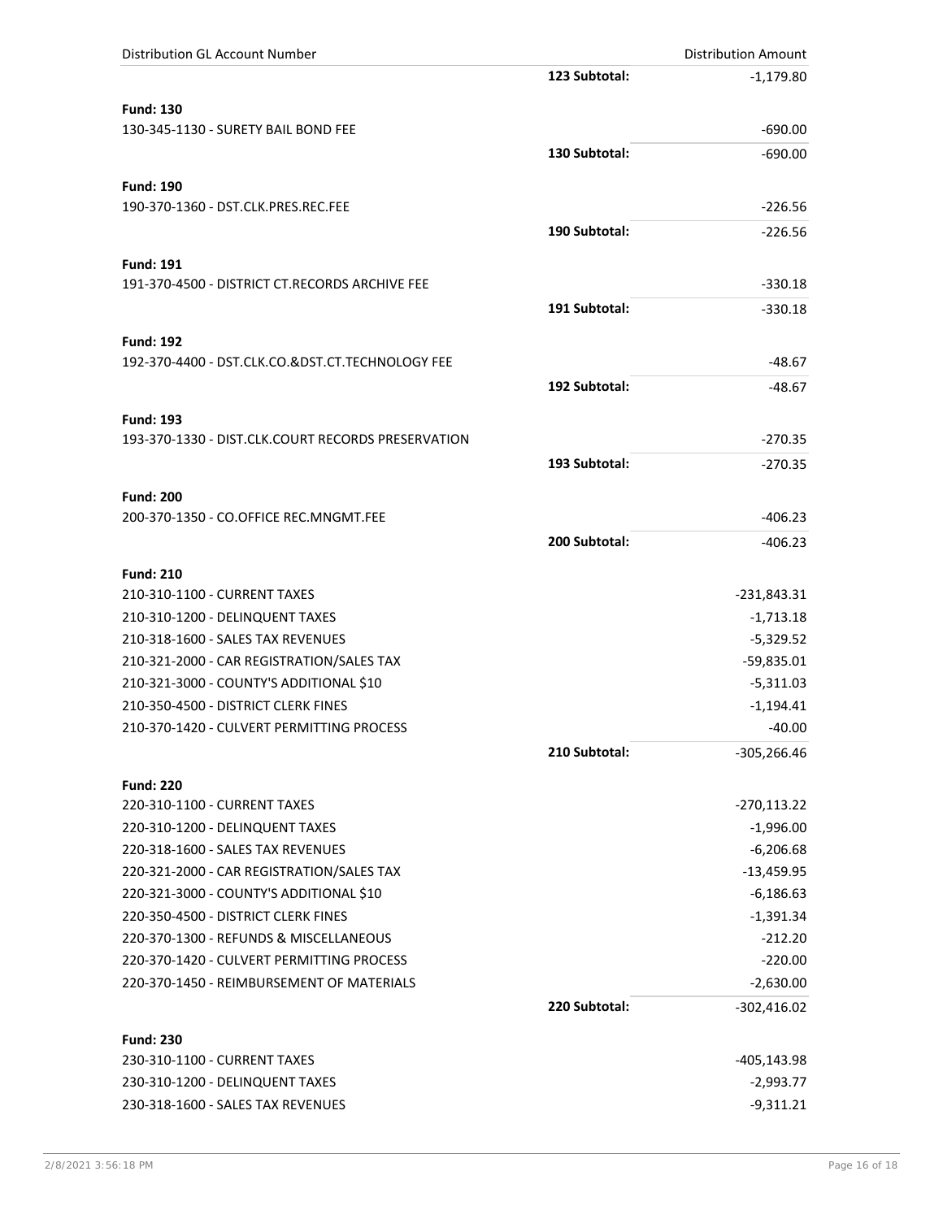| Distribution GL Account Number | | Distribution Amount |
|---|---|---|
| | **123 Subtotal:** | -1,179.80 |
| **Fund: 130** | | |
| 130-345-1130 - SURETY BAIL BOND FEE | | -690.00 |
| | **130 Subtotal:** | -690.00 |
| **Fund: 190** | | |
| 190-370-1360 - DST.CLK.PRES.REC.FEE | | -226.56 |
| | **190 Subtotal:** | -226.56 |
| **Fund: 191** | | |
| 191-370-4500 - DISTRICT CT.RECORDS ARCHIVE FEE | | -330.18 |
| | **191 Subtotal:** | -330.18 |
| **Fund: 192** | | |
| 192-370-4400 - DST.CLK.CO.&DST.CT.TECHNOLOGY FEE | | -48.67 |
| | **192 Subtotal:** | -48.67 |
| **Fund: 193** | | |
| 193-370-1330 - DIST.CLK.COURT RECORDS PRESERVATION | | -270.35 |
| | **193 Subtotal:** | -270.35 |
| **Fund: 200** | | |
| 200-370-1350 - CO.OFFICE REC.MNGMT.FEE | | -406.23 |
| | **200 Subtotal:** | -406.23 |
| **Fund: 210** | | |
| 210-310-1100 - CURRENT TAXES | | -231,843.31 |
| 210-310-1200 - DELINQUENT TAXES | | -1,713.18 |
| 210-318-1600 - SALES TAX REVENUES | | -5,329.52 |
| 210-321-2000 - CAR REGISTRATION/SALES TAX | | -59,835.01 |
| 210-321-3000 - COUNTY'S ADDITIONAL $10 | | -5,311.03 |
| 210-350-4500 - DISTRICT CLERK FINES | | -1,194.41 |
| 210-370-1420 - CULVERT PERMITTING PROCESS | | -40.00 |
| | **210 Subtotal:** | -305,266.46 |
| **Fund: 220** | | |
| 220-310-1100 - CURRENT TAXES | | -270,113.22 |
| 220-310-1200 - DELINQUENT TAXES | | -1,996.00 |
| 220-318-1600 - SALES TAX REVENUES | | -6,206.68 |
| 220-321-2000 - CAR REGISTRATION/SALES TAX | | -13,459.95 |
| 220-321-3000 - COUNTY'S ADDITIONAL $10 | | -6,186.63 |
| 220-350-4500 - DISTRICT CLERK FINES | | -1,391.34 |
| 220-370-1300 - REFUNDS & MISCELLANEOUS | | -212.20 |
| 220-370-1420 - CULVERT PERMITTING PROCESS | | -220.00 |
| 220-370-1450 - REIMBURSEMENT OF MATERIALS | | -2,630.00 |
| | **220 Subtotal:** | -302,416.02 |
| **Fund: 230** | | |
| 230-310-1100 - CURRENT TAXES | | -405,143.98 |
| 230-310-1200 - DELINQUENT TAXES | | -2,993.77 |
| 230-318-1600 - SALES TAX REVENUES | | -9,311.21 |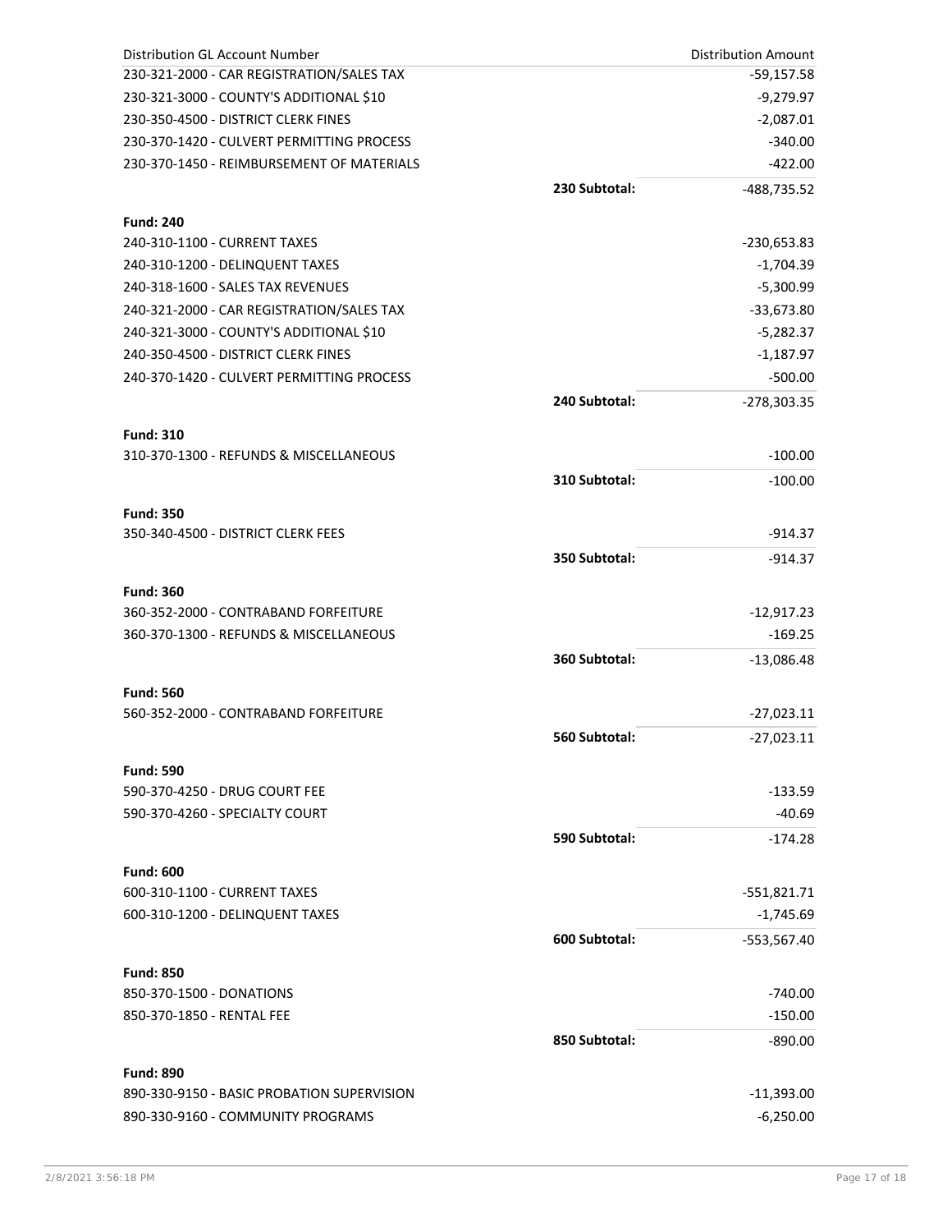| Distribution GL Account Number | | Distribution Amount |
| --- | --- | --- |
| 230-321-2000 - CAR REGISTRATION/SALES TAX | | -59,157.58 |
| 230-321-3000 - COUNTY'S ADDITIONAL $10 | | -9,279.97 |
| 230-350-4500 - DISTRICT CLERK FINES | | -2,087.01 |
| 230-370-1420 - CULVERT PERMITTING PROCESS | | -340.00 |
| 230-370-1450 - REIMBURSEMENT OF MATERIALS | | -422.00 |
| | **230 Subtotal:** | -488,735.52 |
| **Fund: 240** | | |
| 240-310-1100 - CURRENT TAXES | | -230,653.83 |
| 240-310-1200 - DELINQUENT TAXES | | -1,704.39 |
| 240-318-1600 - SALES TAX REVENUES | | -5,300.99 |
| 240-321-2000 - CAR REGISTRATION/SALES TAX | | -33,673.80 |
| 240-321-3000 - COUNTY'S ADDITIONAL $10 | | -5,282.37 |
| 240-350-4500 - DISTRICT CLERK FINES | | -1,187.97 |
| 240-370-1420 - CULVERT PERMITTING PROCESS | | -500.00 |
| | **240 Subtotal:** | -278,303.35 |
| **Fund: 310** | | |
| 310-370-1300 - REFUNDS & MISCELLANEOUS | | -100.00 |
| | **310 Subtotal:** | -100.00 |
| **Fund: 350** | | |
| 350-340-4500 - DISTRICT CLERK FEES | | -914.37 |
| | **350 Subtotal:** | -914.37 |
| **Fund: 360** | | |
| 360-352-2000 - CONTRABAND FORFEITURE | | -12,917.23 |
| 360-370-1300 - REFUNDS & MISCELLANEOUS | | -169.25 |
| | **360 Subtotal:** | -13,086.48 |
| **Fund: 560** | | |
| 560-352-2000 - CONTRABAND FORFEITURE | | -27,023.11 |
| | **560 Subtotal:** | -27,023.11 |
| **Fund: 590** | | |
| 590-370-4250 - DRUG COURT FEE | | -133.59 |
| 590-370-4260 - SPECIALTY COURT | | -40.69 |
| | **590 Subtotal:** | -174.28 |
| **Fund: 600** | | |
| 600-310-1100 - CURRENT TAXES | | -551,821.71 |
| 600-310-1200 - DELINQUENT TAXES | | -1,745.69 |
| | **600 Subtotal:** | -553,567.40 |
| **Fund: 850** | | |
| 850-370-1500 - DONATIONS | | -740.00 |
| 850-370-1850 - RENTAL FEE | | -150.00 |
| | **850 Subtotal:** | -890.00 |
| **Fund: 890** | | |
| 890-330-9150 - BASIC PROBATION SUPERVISION | | -11,393.00 |
| 890-330-9160 - COMMUNITY PROGRAMS | | -6,250.00 |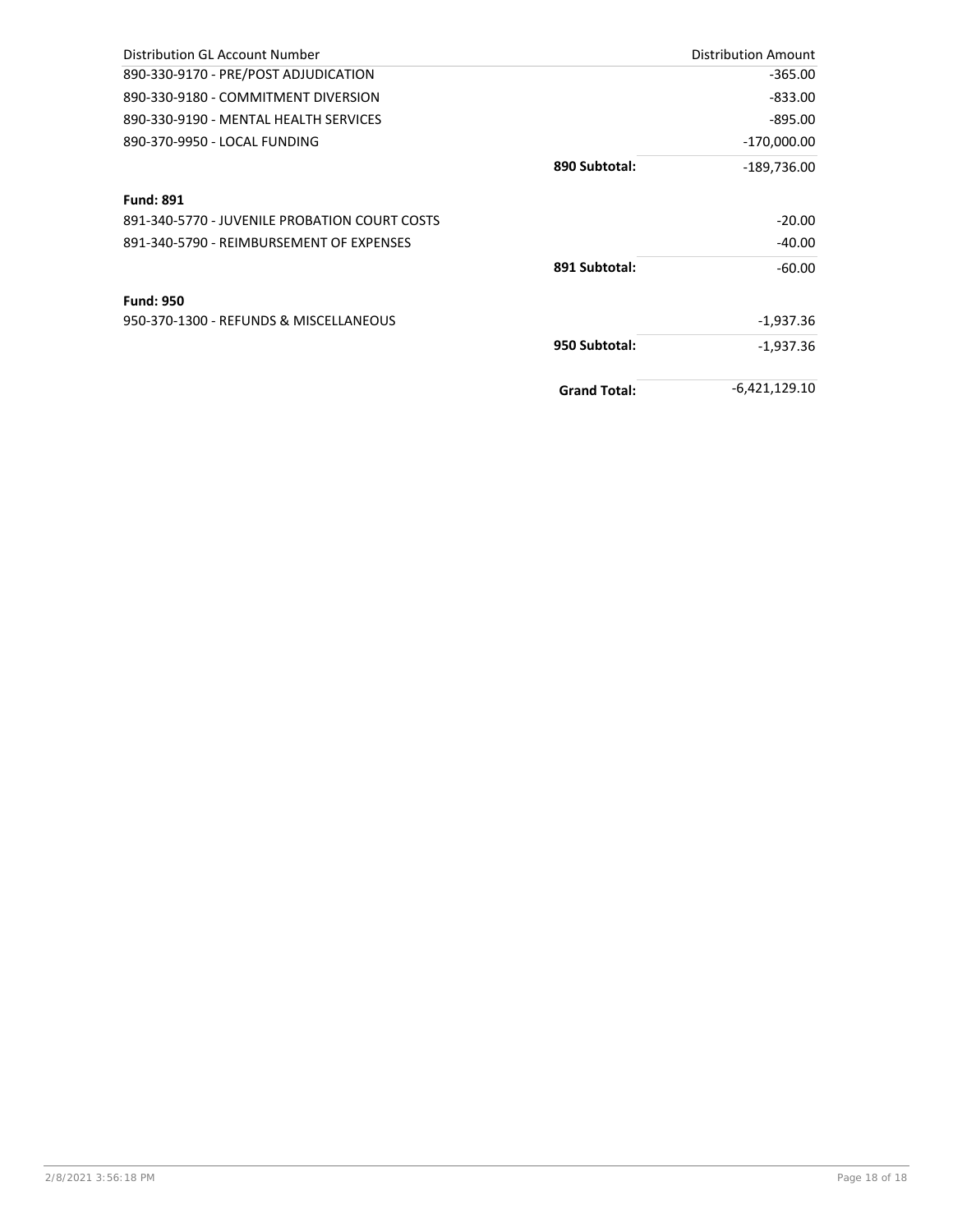| Distribution GL Account Number | | Distribution Amount |
|---|---|---|
| 890-330-9170 - PRE/POST ADJUDICATION | | -365.00 |
| 890-330-9180 - COMMITMENT DIVERSION | | -833.00 |
| 890-330-9190 - MENTAL HEALTH SERVICES | | -895.00 |
| 890-370-9950 - LOCAL FUNDING | | -170,000.00 |
| | **890 Subtotal:** | -189,736.00 |
| **Fund: 891** | | |
| 891-340-5770 - JUVENILE PROBATION COURT COSTS | | -20.00 |
| 891-340-5790 - REIMBURSEMENT OF EXPENSES | | -40.00 |
| | **891 Subtotal:** | -60.00 |
| **Fund: 950** | | |
| 950-370-1300 - REFUNDS & MISCELLANEOUS | | -1,937.36 |
| | **950 Subtotal:** | -1,937.36 |
| | **Grand Total:** | -6,421,129.10 |